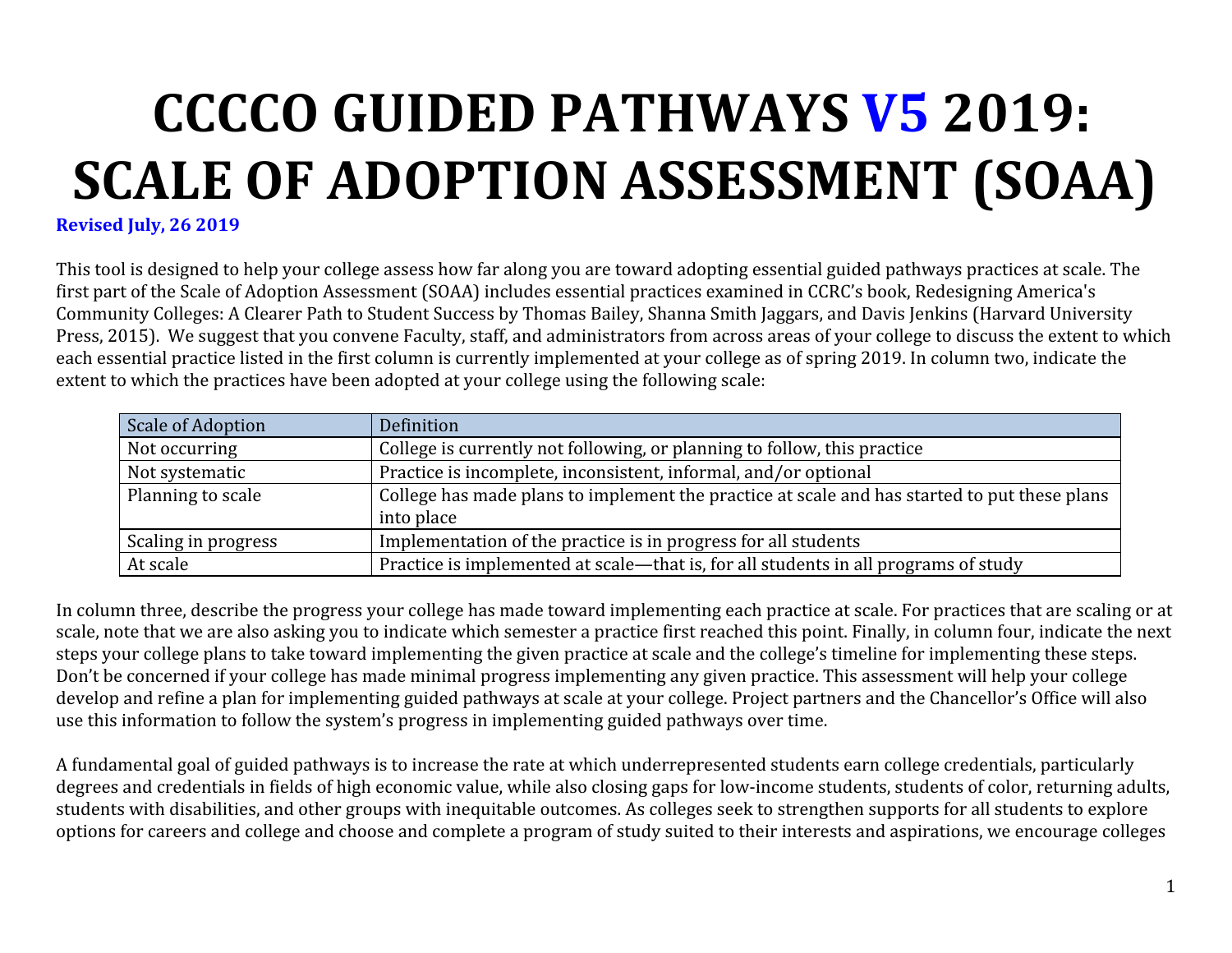# CCCCO GUIDED PATHWAYS V5 2019: SCALE OF ADOPTION ASSESSMENT (SOAA)

**Revised July, 26 2019**

This tool is designed to help your college assess how far along you are toward adopting essential guided pathways practices at scale. The first part of the Scale of Adoption Assessment (SOAA) includes essential practices examined in CCRC's book, Redesigning America's Community Colleges: A Clearer Path to Student Success by Thomas Bailey, Shanna Smith Jaggars, and Davis Jenkins (Harvard University Press, 2015). We suggest that you convene Faculty, staff, and administrators from across areas of your college to discuss the extent to which each essential practice listed in the first column is currently implemented at your college as of spring 2019. In column two, indicate the extent to which the practices have been adopted at your college using the following scale:

| Scale of Adoption | Definition |
|---|---|
| Not occurring | College is currently not following, or planning to follow, this practice |
| Not systematic | Practice is incomplete, inconsistent, informal, and/or optional |
| Planning to scale | College has made plans to implement the practice at scale and has started to put these plans into place |
| Scaling in progress | Implementation of the practice is in progress for all students |
| At scale | Practice is implemented at scale—that is, for all students in all programs of study |

In column three, describe the progress your college has made toward implementing each practice at scale. For practices that are scaling or at scale, note that we are also asking you to indicate which semester a practice first reached this point. Finally, in column four, indicate the next steps your college plans to take toward implementing the given practice at scale and the college's timeline for implementing these steps. Don't be concerned if your college has made minimal progress implementing any given practice. This assessment will help your college develop and refine a plan for implementing guided pathways at scale at your college. Project partners and the Chancellor's Office will also use this information to follow the system's progress in implementing guided pathways over time.

A fundamental goal of guided pathways is to increase the rate at which underrepresented students earn college credentials, particularly degrees and credentials in fields of high economic value, while also closing gaps for low-income students, students of color, returning adults, students with disabilities, and other groups with inequitable outcomes. As colleges seek to strengthen supports for all students to explore options for careers and college and choose and complete a program of study suited to their interests and aspirations, we encourage colleges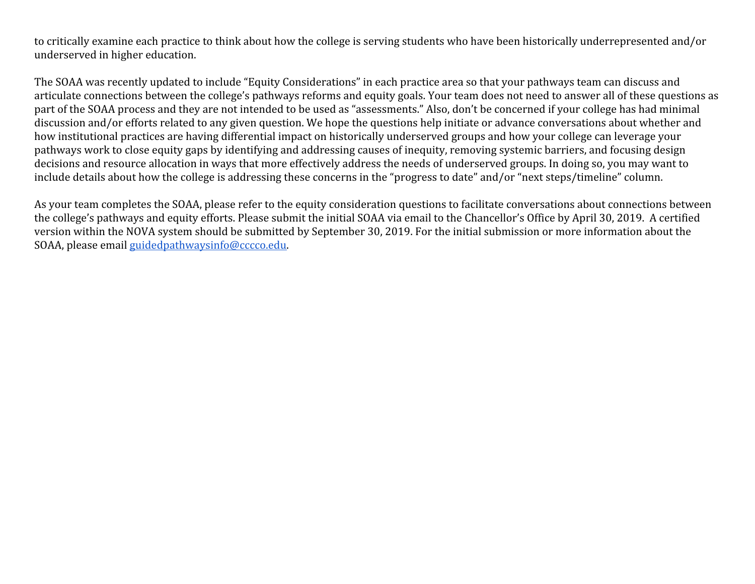to critically examine each practice to think about how the college is serving students who have been historically underrepresented and/or underserved in higher education.

The SOAA was recently updated to include "Equity Considerations" in each practice area so that your pathways team can discuss and articulate connections between the college's pathways reforms and equity goals. Your team does not need to answer all of these questions as part of the SOAA process and they are not intended to be used as "assessments." Also, don't be concerned if your college has had minimal discussion and/or efforts related to any given question. We hope the questions help initiate or advance conversations about whether and how institutional practices are having differential impact on historically underserved groups and how your college can leverage your pathways work to close equity gaps by identifying and addressing causes of inequity, removing systemic barriers, and focusing design decisions and resource allocation in ways that more effectively address the needs of underserved groups. In doing so, you may want to include details about how the college is addressing these concerns in the "progress to date" and/or "next steps/timeline" column.

As your team completes the SOAA, please refer to the equity consideration questions to facilitate conversations about connections between the college's pathways and equity efforts. Please submit the initial SOAA via email to the Chancellor's Office by April 30, 2019. A certified version within the NOVA system should be submitted by September 30, 2019. For the initial submission or more information about the SOAA, please email guidedpathwaysinfo@cccco.edu.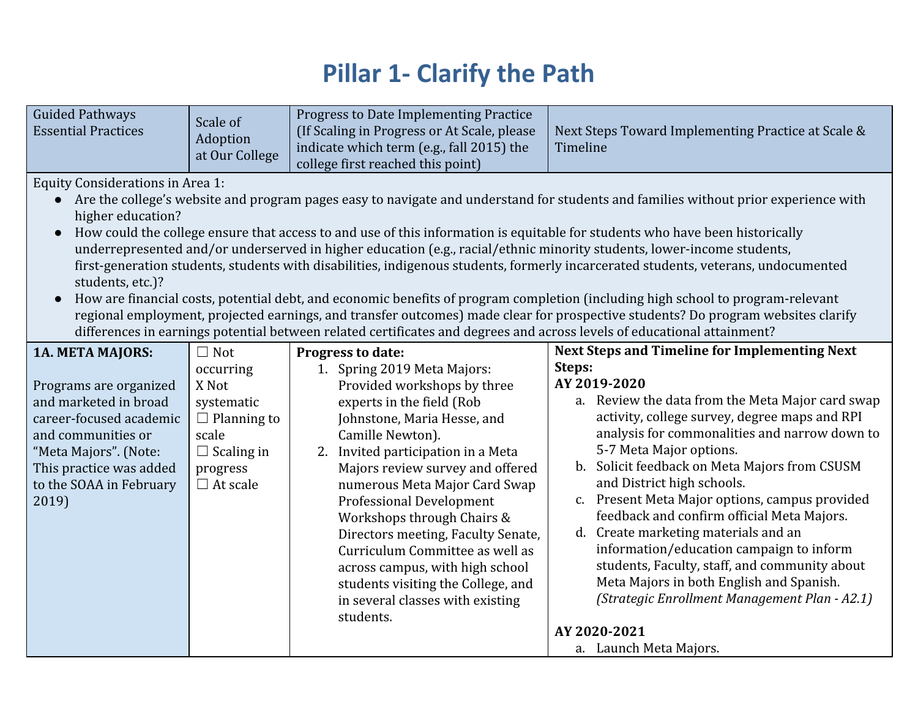# Pillar 1- Clarify the Path

| Guided Pathways Essential Practices | Scale of Adoption at Our College | Progress to Date Implementing Practice (If Scaling in Progress or At Scale, please indicate which term (e.g., fall 2015) the college first reached this point) | Next Steps Toward Implementing Practice at Scale & Timeline |
|---|---|---|---|
| Equity Considerations in Area 1:<br>● Are the college's website and program pages easy to navigate and understand for students and families without prior experience with higher education?<br>● How could the college ensure that access to and use of this information is equitable for students who have been historically underrepresented and/or underserved in higher education (e.g., racial/ethnic minority students, lower-income students, first-generation students, students with disabilities, indigenous students, formerly incarcerated students, veterans, undocumented students, etc.)?<br>● How are financial costs, potential debt, and economic benefits of program completion (including high school to program-relevant regional employment, projected earnings, and transfer outcomes) made clear for prospective students? Do program websites clarify differences in earnings potential between related certificates and degrees and across levels of educational attainment? | | | |
| **1A. META MAJORS:**<br><br>Programs are organized and marketed in broad career-focused academic and communities or "Meta Majors". (Note: This practice was added to the SOAA in February 2019) | ☐ Not occurring<br>X Not systematic<br>☐ Planning to scale<br>☐ Scaling in progress<br>☐ At scale | **Progress to date:**<br>1. Spring 2019 Meta Majors: Provided workshops by three experts in the field (Rob Johnstone, Maria Hesse, and Camille Newton).<br>2. Invited participation in a Meta Majors review survey and offered numerous Meta Major Card Swap Professional Development Workshops through Chairs & Directors meeting, Faculty Senate, Curriculum Committee as well as across campus, with high school students visiting the College, and in several classes with existing students. | **Next Steps and Timeline for Implementing Next Steps:**<br>**AY 2019-2020**<br>a. Review the data from the Meta Major card swap activity, college survey, degree maps and RPI analysis for commonalities and narrow down to 5-7 Meta Major options.<br>b. Solicit feedback on Meta Majors from CSUSM and District high schools.<br>c. Present Meta Major options, campus provided feedback and confirm official Meta Majors.<br>d. Create marketing materials and an information/education campaign to inform students, Faculty, staff, and community about Meta Majors in both English and Spanish. *(Strategic Enrollment Management Plan - A2.1)*<br><br>**AY 2020-2021**<br>a. Launch Meta Majors. |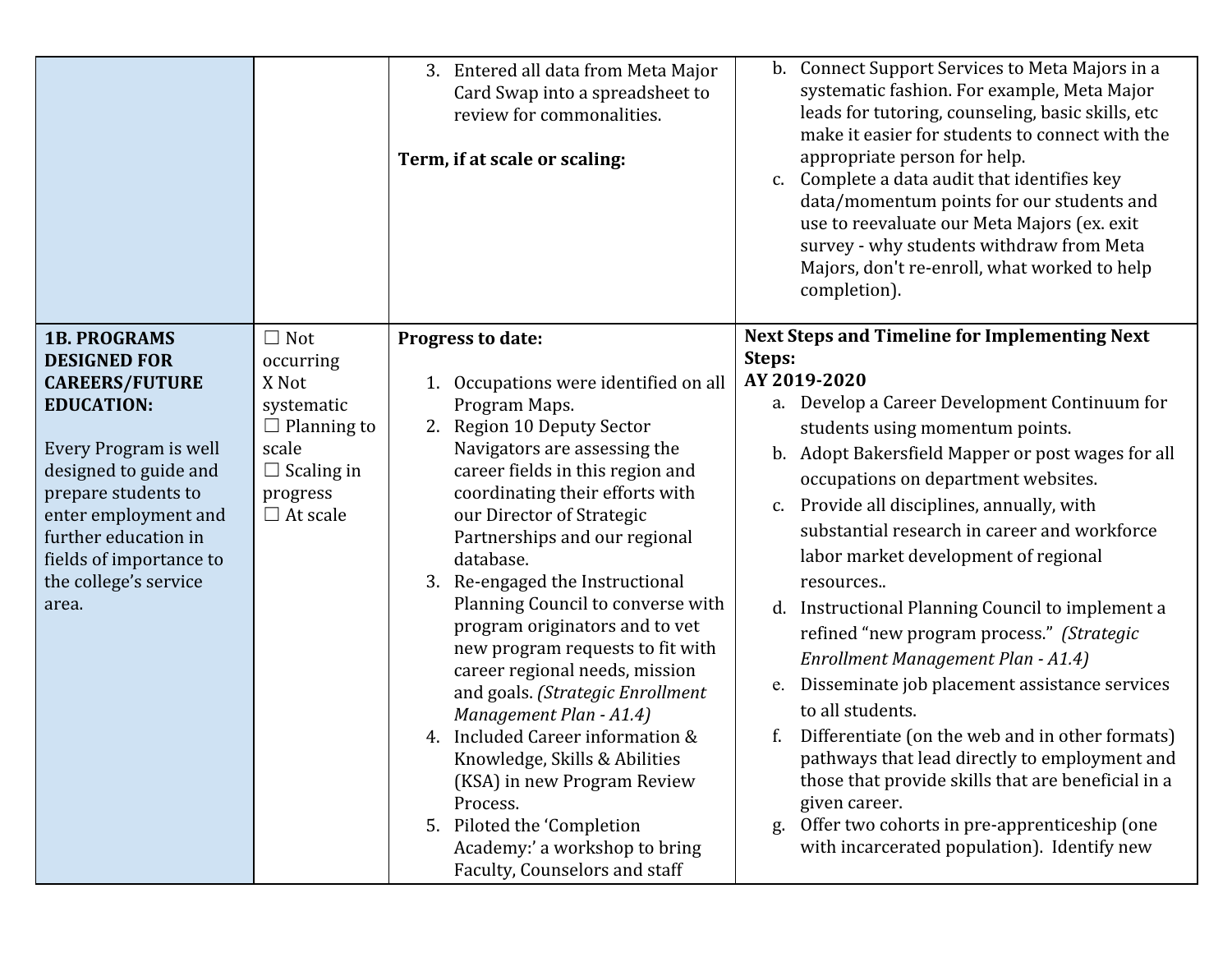| | | | |
|---|---|---|---|
| | | 3. Entered all data from Meta Major Card Swap into a spreadsheet to review for commonalities.<br><br>**Term, if at scale or scaling:** | b. Connect Support Services to Meta Majors in a systematic fashion. For example, Meta Major leads for tutoring, counseling, basic skills, etc make it easier for students to connect with the appropriate person for help.<br>c. Complete a data audit that identifies key data/momentum points for our students and use to reevaluate our Meta Majors (ex. exit survey - why students withdraw from Meta Majors, don't re-enroll, what worked to help completion). |
| **1B. PROGRAMS DESIGNED FOR CAREERS/FUTURE EDUCATION:**<br><br>Every Program is well designed to guide and prepare students to enter employment and further education in fields of importance to the college's service area. | ☐ Not occurring<br>X Not systematic<br>☐ Planning to scale<br>☐ Scaling in progress<br>☐ At scale | **Progress to date:**<br><br>1. Occupations were identified on all Program Maps.<br>2. Region 10 Deputy Sector Navigators are assessing the career fields in this region and coordinating their efforts with our Director of Strategic Partnerships and our regional database.<br>3. Re-engaged the Instructional Planning Council to converse with program originators and to vet new program requests to fit with career regional needs, mission and goals. *(Strategic Enrollment Management Plan - A1.4)*<br>4. Included Career information & Knowledge, Skills & Abilities (KSA) in new Program Review Process.<br>5. Piloted the 'Completion Academy:' a workshop to bring Faculty, Counselors and staff | **Next Steps and Timeline for Implementing Next Steps:**<br>**AY 2019-2020**<br>a. Develop a Career Development Continuum for students using momentum points.<br>b. Adopt Bakersfield Mapper or post wages for all occupations on department websites.<br>c. Provide all disciplines, annually, with substantial research in career and workforce labor market development of regional resources..<br>d. Instructional Planning Council to implement a refined "new program process." *(Strategic Enrollment Management Plan - A1.4)*<br>e. Disseminate job placement assistance services to all students.<br>f. Differentiate (on the web and in other formats) pathways that lead directly to employment and those that provide skills that are beneficial in a given career.<br>g. Offer two cohorts in pre-apprenticeship (one with incarcerated population). Identify new |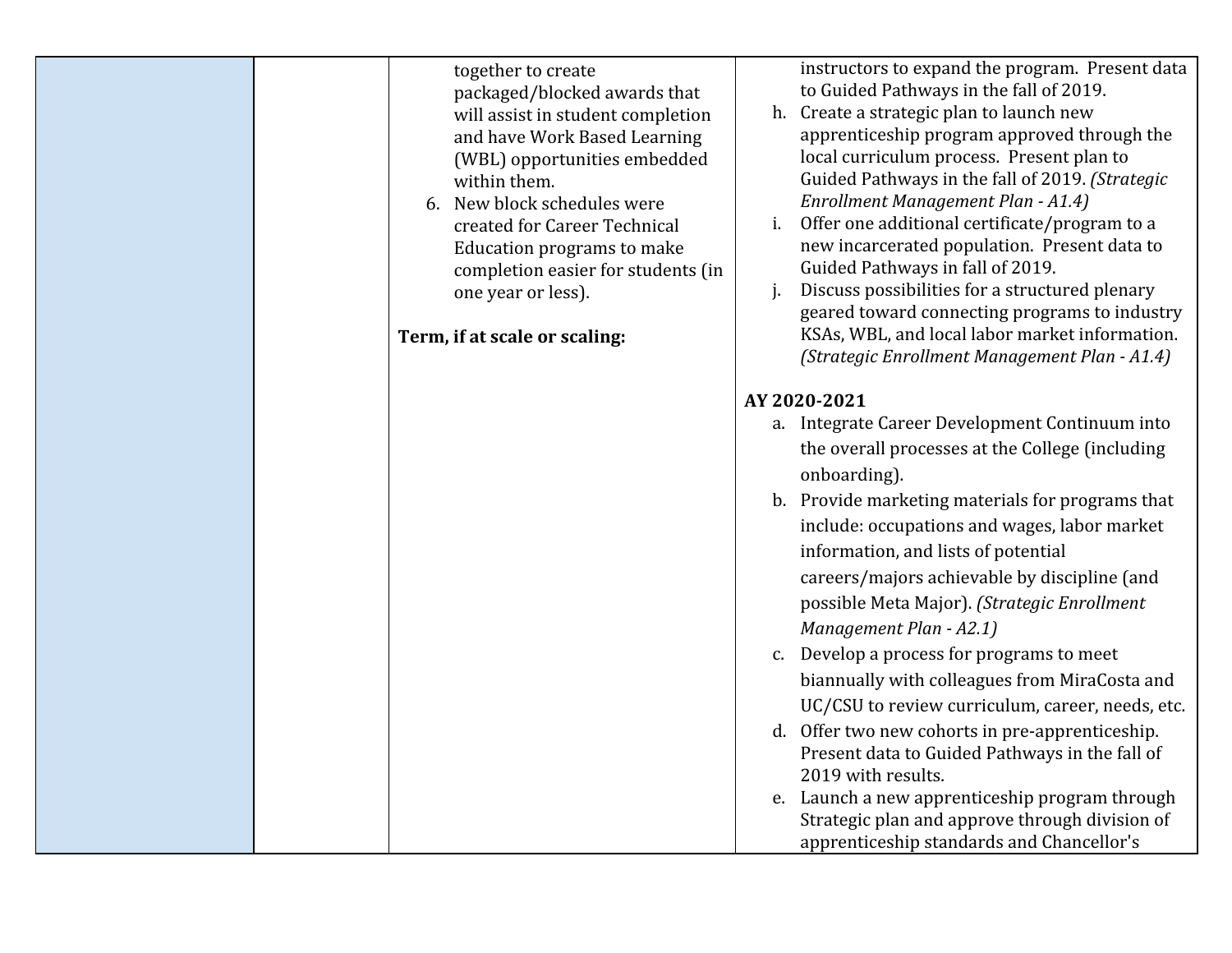| | | | |
|---|---|---|---|
| | | together to create packaged/blocked awards that will assist in student completion and have Work Based Learning (WBL) opportunities embedded within them.<br>6. New block schedules were created for Career Technical Education programs to make completion easier for students (in one year or less).<br><br>**Term, if at scale or scaling:** | instructors to expand the program. Present data to Guided Pathways in the fall of 2019.<br>h. Create a strategic plan to launch new apprenticeship program approved through the local curriculum process. Present plan to Guided Pathways in the fall of 2019. *(Strategic Enrollment Management Plan - A1.4)*<br>i. Offer one additional certificate/program to a new incarcerated population. Present data to Guided Pathways in fall of 2019.<br>j. Discuss possibilities for a structured plenary geared toward connecting programs to industry KSAs, WBL, and local labor market information. *(Strategic Enrollment Management Plan - A1.4)*<br><br>**AY 2020-2021**<br>a. Integrate Career Development Continuum into the overall processes at the College (including onboarding).<br>b. Provide marketing materials for programs that include: occupations and wages, labor market information, and lists of potential careers/majors achievable by discipline (and possible Meta Major). *(Strategic Enrollment Management Plan - A2.1)*<br>c. Develop a process for programs to meet biannually with colleagues from MiraCosta and UC/CSU to review curriculum, career, needs, etc.<br>d. Offer two new cohorts in pre-apprenticeship. Present data to Guided Pathways in the fall of 2019 with results.<br>e. Launch a new apprenticeship program through Strategic plan and approve through division of apprenticeship standards and Chancellor's |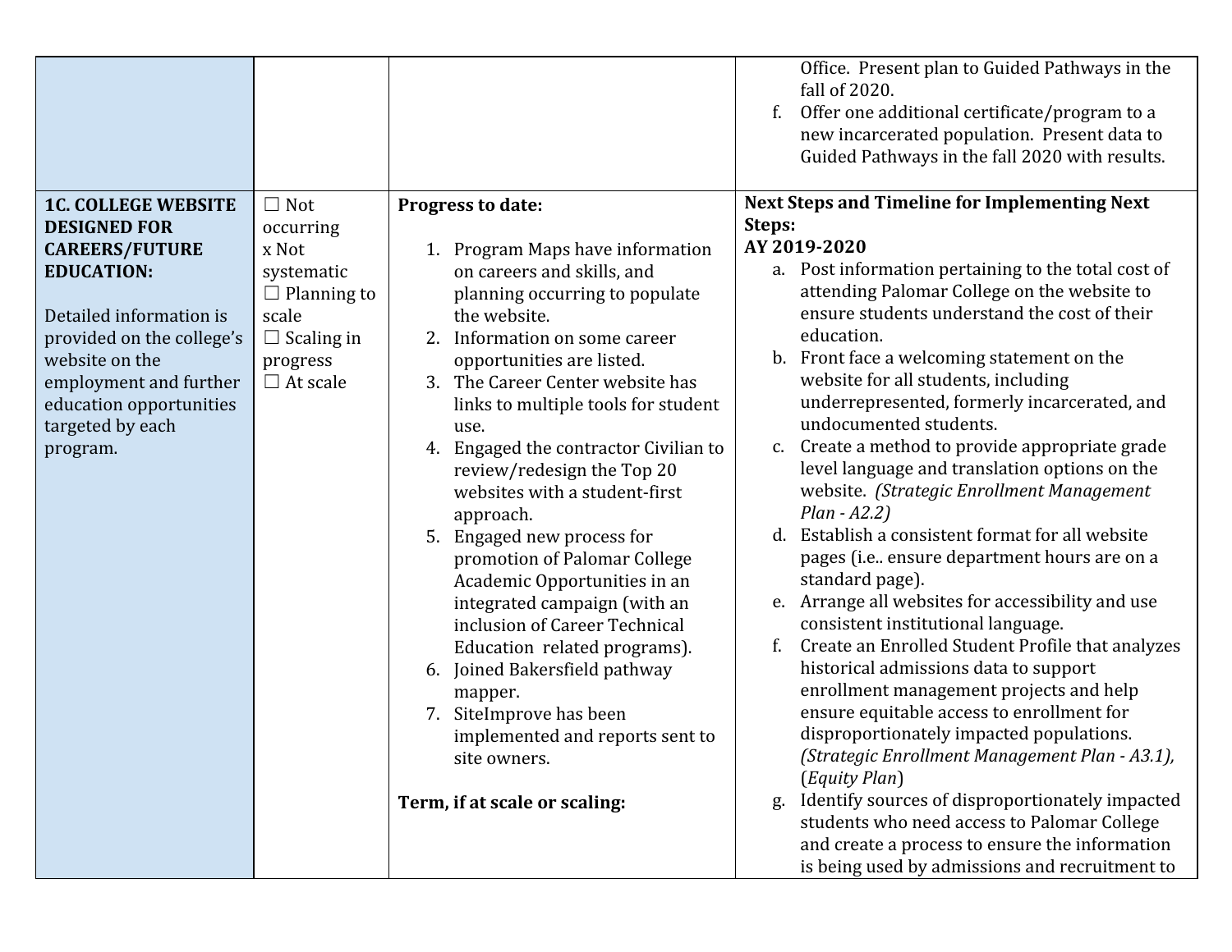| | | | |
|---|---|---|---|
| | | | Office. Present plan to Guided Pathways in the fall of 2020.<br>f. Offer one additional certificate/program to a new incarcerated population. Present data to Guided Pathways in the fall 2020 with results. |
| **1C. COLLEGE WEBSITE DESIGNED FOR CAREERS/FUTURE EDUCATION:**<br><br>Detailed information is provided on the college's website on the employment and further education opportunities targeted by each program. | ☐ Not occurring<br>x Not systematic<br>☐ Planning to scale<br>☐ Scaling in progress<br>☐ At scale | **Progress to date:**<br><br>1. Program Maps have information on careers and skills, and planning occurring to populate the website.<br>2. Information on some career opportunities are listed.<br>3. The Career Center website has links to multiple tools for student use.<br>4. Engaged the contractor Civilian to review/redesign the Top 20 websites with a student-first approach.<br>5. Engaged new process for promotion of Palomar College Academic Opportunities in an integrated campaign (with an inclusion of Career Technical Education related programs).<br>6. Joined Bakersfield pathway mapper.<br>7. SiteImprove has been implemented and reports sent to site owners.<br><br>**Term, if at scale or scaling:** | **Next Steps and Timeline for Implementing Next Steps:**<br>**AY 2019-2020**<br>a. Post information pertaining to the total cost of attending Palomar College on the website to ensure students understand the cost of their education.<br>b. Front face a welcoming statement on the website for all students, including underrepresented, formerly incarcerated, and undocumented students.<br>c. Create a method to provide appropriate grade level language and translation options on the website. *(Strategic Enrollment Management Plan - A2.2)*<br>d. Establish a consistent format for all website pages (i.e.. ensure department hours are on a standard page).<br>e. Arrange all websites for accessibility and use consistent institutional language.<br>f. Create an Enrolled Student Profile that analyzes historical admissions data to support enrollment management projects and help ensure equitable access to enrollment for disproportionately impacted populations. *(Strategic Enrollment Management Plan - A3.1)*, (*Equity Plan*)<br>g. Identify sources of disproportionately impacted students who need access to Palomar College and create a process to ensure the information is being used by admissions and recruitment to |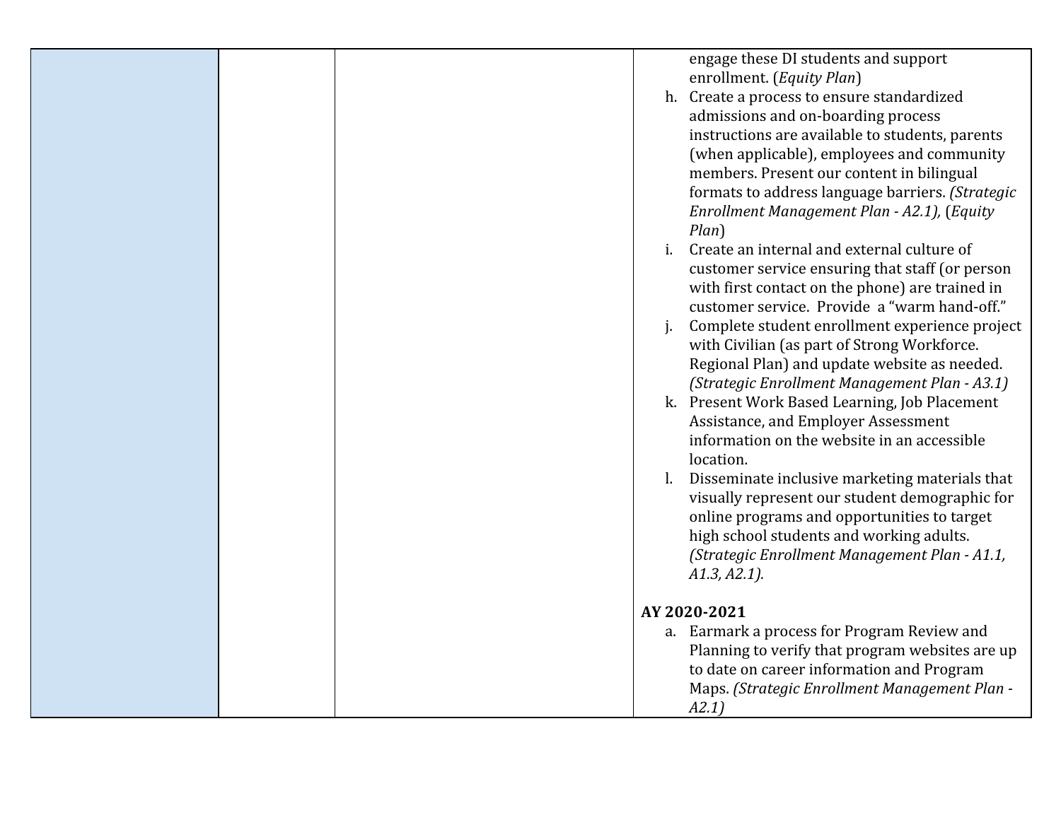| | | | engage these DI students and support enrollment. (*Equity Plan*)<br>h. Create a process to ensure standardized admissions and on-boarding process instructions are available to students, parents (when applicable), employees and community members. Present our content in bilingual formats to address language barriers. *(Strategic Enrollment Management Plan - A2.1)*, (*Equity Plan*)<br>i. Create an internal and external culture of customer service ensuring that staff (or person with first contact on the phone) are trained in customer service. Provide a "warm hand-off."<br>j. Complete student enrollment experience project with Civilian (as part of Strong Workforce. Regional Plan) and update website as needed. *(Strategic Enrollment Management Plan - A3.1)*<br>k. Present Work Based Learning, Job Placement Assistance, and Employer Assessment information on the website in an accessible location.<br>l. Disseminate inclusive marketing materials that visually represent our student demographic for online programs and opportunities to target high school students and working adults. *(Strategic Enrollment Management Plan - A1.1, A1.3, A2.1).*<br><br>**AY 2020-2021**<br>a. Earmark a process for Program Review and Planning to verify that program websites are up to date on career information and Program Maps. *(Strategic Enrollment Management Plan - A2.1)* |
|---|---|---|---|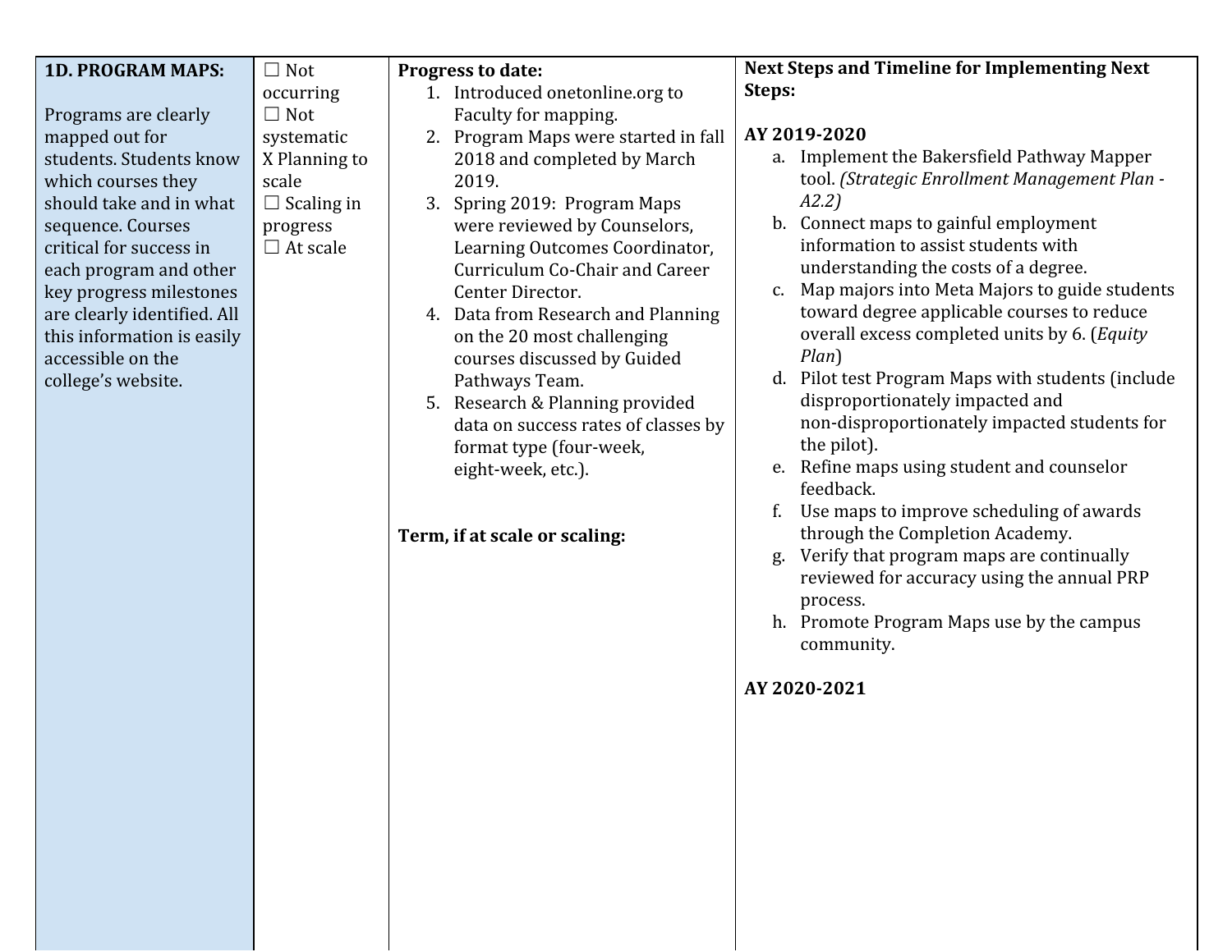| | | | |
|---|---|---|---|
| **1D. PROGRAM MAPS:**<br><br>Programs are clearly mapped out for students. Students know which courses they should take and in what sequence. Courses critical for success in each program and other key progress milestones are clearly identified. All this information is easily accessible on the college's website. | ☐ Not occurring<br>☐ Not systematic<br>X Planning to scale<br>☐ Scaling in progress<br>☐ At scale | **Progress to date:**<br>1. Introduced onetonline.org to Faculty for mapping.<br>2. Program Maps were started in fall 2018 and completed by March 2019.<br>3. Spring 2019: Program Maps were reviewed by Counselors, Learning Outcomes Coordinator, Curriculum Co-Chair and Career Center Director.<br>4. Data from Research and Planning on the 20 most challenging courses discussed by Guided Pathways Team.<br>5. Research & Planning provided data on success rates of classes by format type (four-week, eight-week, etc.).<br><br>**Term, if at scale or scaling:** | **Next Steps and Timeline for Implementing Next Steps:**<br><br>**AY 2019-2020**<br>a. Implement the Bakersfield Pathway Mapper tool. *(Strategic Enrollment Management Plan - A2.2)*<br>b. Connect maps to gainful employment information to assist students with understanding the costs of a degree.<br>c. Map majors into Meta Majors to guide students toward degree applicable courses to reduce overall excess completed units by 6. (*Equity Plan*)<br>d. Pilot test Program Maps with students (include disproportionately impacted and non-disproportionately impacted students for the pilot).<br>e. Refine maps using student and counselor feedback.<br>f. Use maps to improve scheduling of awards through the Completion Academy.<br>g. Verify that program maps are continually reviewed for accuracy using the annual PRP process.<br>h. Promote Program Maps use by the campus community.<br><br>**AY 2020-2021** |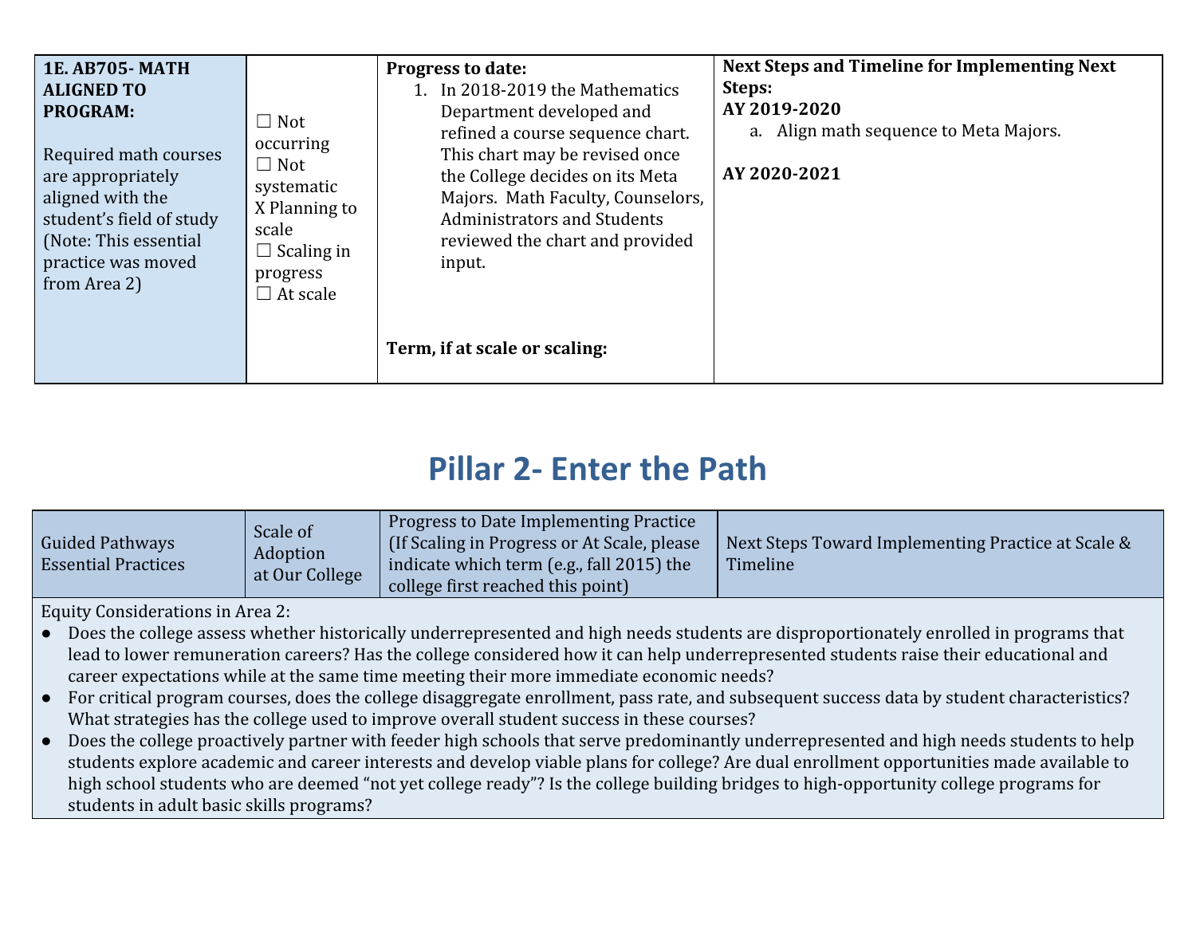| **1E. AB705- MATH ALIGNED TO PROGRAM:**<br><br>Required math courses are appropriately aligned with the student's field of study (Note: This essential practice was moved from Area 2) | ☐ Not occurring<br>☐ Not systematic<br>X Planning to scale<br>☐ Scaling in progress<br>☐ At scale | **Progress to date:**<br>1. In 2018-2019 the Mathematics Department developed and refined a course sequence chart. This chart may be revised once the College decides on its Meta Majors. Math Faculty, Counselors, Administrators and Students reviewed the chart and provided input.<br><br>**Term, if at scale or scaling:** | **Next Steps and Timeline for Implementing Next Steps:**<br>**AY 2019-2020**<br>a. Align math sequence to Meta Majors.<br><br>**AY 2020-2021** |
|---|---|---|---|

# Pillar 2- Enter the Path

| Guided Pathways Essential Practices | Scale of Adoption at Our College | Progress to Date Implementing Practice (If Scaling in Progress or At Scale, please indicate which term (e.g., fall 2015) the college first reached this point) | Next Steps Toward Implementing Practice at Scale & Timeline |
|---|---|---|---|
| Equity Considerations in Area 2:<br>● Does the college assess whether historically underrepresented and high needs students are disproportionately enrolled in programs that lead to lower remuneration careers? Has the college considered how it can help underrepresented students raise their educational and career expectations while at the same time meeting their more immediate economic needs?<br>● For critical program courses, does the college disaggregate enrollment, pass rate, and subsequent success data by student characteristics? What strategies has the college used to improve overall student success in these courses?<br>● Does the college proactively partner with feeder high schools that serve predominantly underrepresented and high needs students to help students explore academic and career interests and develop viable plans for college? Are dual enrollment opportunities made available to high school students who are deemed "not yet college ready"? Is the college building bridges to high-opportunity college programs for students in adult basic skills programs? | | | |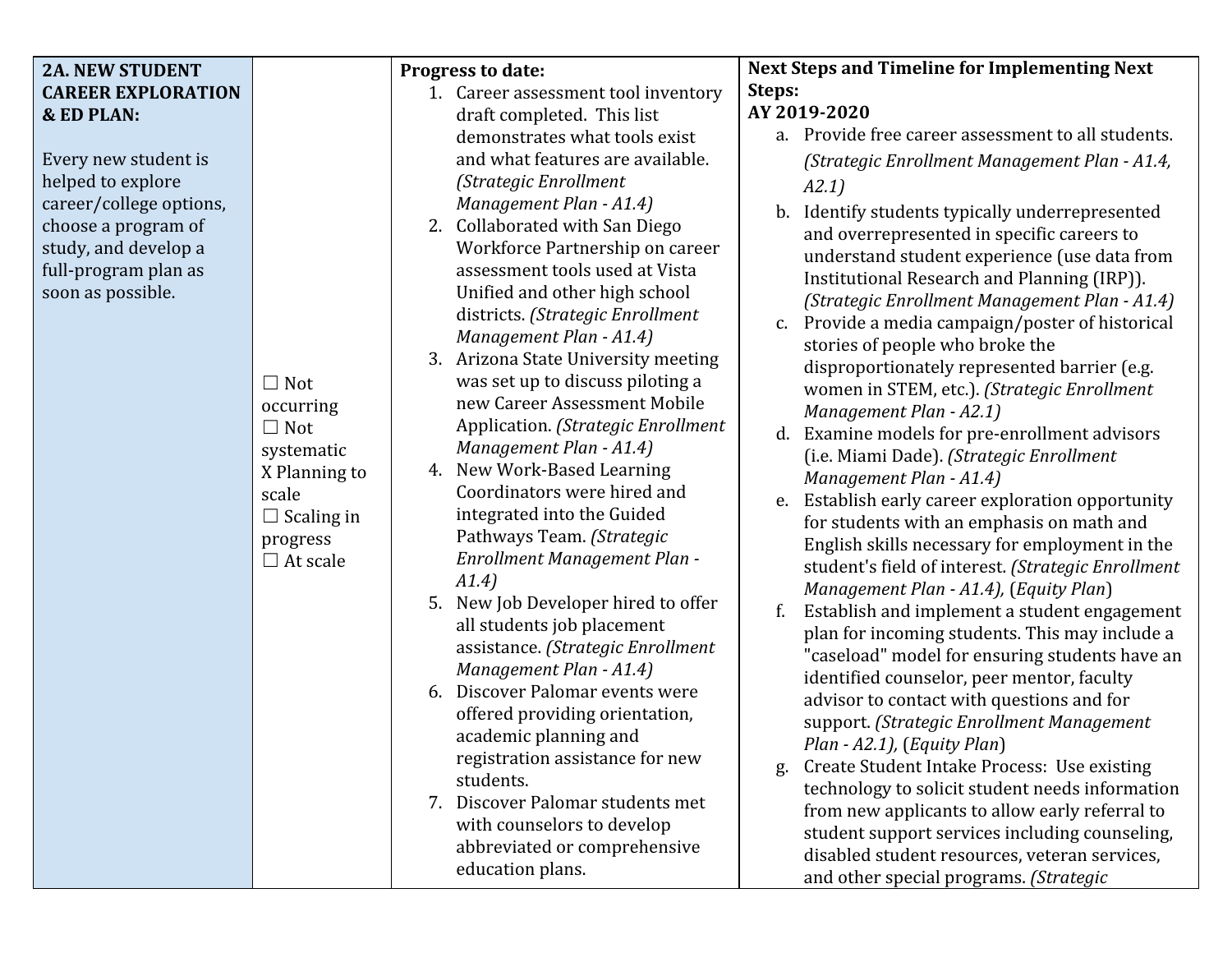| **2A. NEW STUDENT CAREER EXPLORATION & ED PLAN:**<br><br>Every new student is helped to explore career/college options, choose a program of study, and develop a full-program plan as soon as possible. | ☐ Not occurring<br>☐ Not systematic<br>X Planning to scale<br>☐ Scaling in progress<br>☐ At scale | **Progress to date:**<br>1. Career assessment tool inventory draft completed. This list demonstrates what tools exist and what features are available. *(Strategic Enrollment Management Plan - A1.4)*<br>2. Collaborated with San Diego Workforce Partnership on career assessment tools used at Vista Unified and other high school districts. *(Strategic Enrollment Management Plan - A1.4)*<br>3. Arizona State University meeting was set up to discuss piloting a new Career Assessment Mobile Application. *(Strategic Enrollment Management Plan - A1.4)*<br>4. New Work-Based Learning Coordinators were hired and integrated into the Guided Pathways Team. *(Strategic Enrollment Management Plan - A1.4)*<br>5. New Job Developer hired to offer all students job placement assistance. *(Strategic Enrollment Management Plan - A1.4)*<br>6. Discover Palomar events were offered providing orientation, academic planning and registration assistance for new students.<br>7. Discover Palomar students met with counselors to develop abbreviated or comprehensive education plans. | **Next Steps and Timeline for Implementing Next Steps:**<br>**AY 2019-2020**<br>a. Provide free career assessment to all students. *(Strategic Enrollment Management Plan - A1.4, A2.1)*<br>b. Identify students typically underrepresented and overrepresented in specific careers to understand student experience (use data from Institutional Research and Planning (IRP)). *(Strategic Enrollment Management Plan - A1.4)*<br>c. Provide a media campaign/poster of historical stories of people who broke the disproportionately represented barrier (e.g. women in STEM, etc.). *(Strategic Enrollment Management Plan - A2.1)*<br>d. Examine models for pre-enrollment advisors (i.e. Miami Dade). *(Strategic Enrollment Management Plan - A1.4)*<br>e. Establish early career exploration opportunity for students with an emphasis on math and English skills necessary for employment in the student's field of interest. *(Strategic Enrollment Management Plan - A1.4),* (*Equity Plan*)<br>f. Establish and implement a student engagement plan for incoming students. This may include a "caseload" model for ensuring students have an identified counselor, peer mentor, faculty advisor to contact with questions and for support. *(Strategic Enrollment Management Plan - A2.1),* (*Equity Plan*)<br>g. Create Student Intake Process: Use existing technology to solicit student needs information from new applicants to allow early referral to student support services including counseling, disabled student resources, veteran services, and other special programs. *(Strategic* |
|---|---|---|---|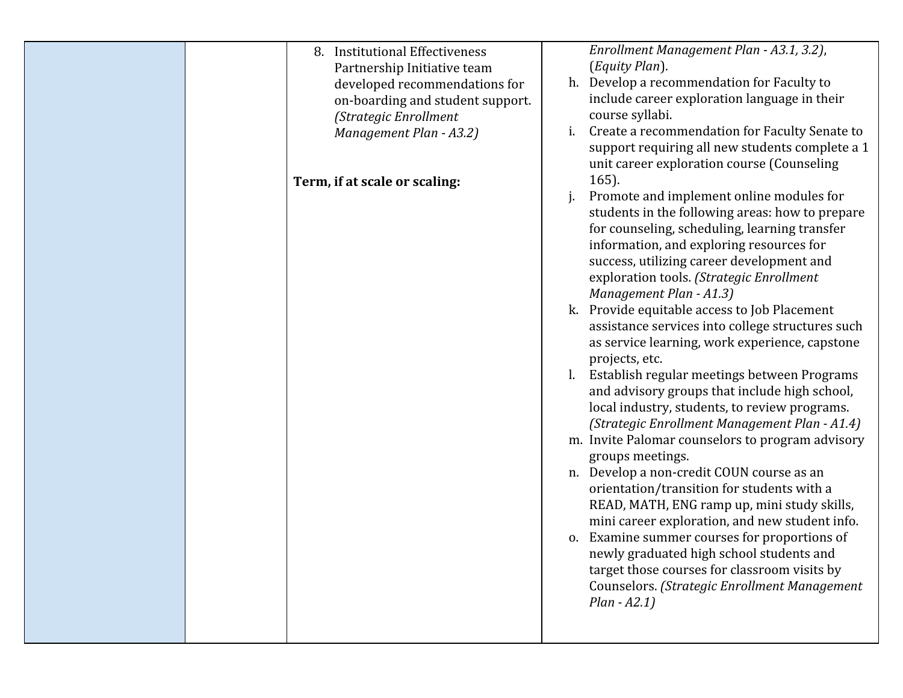| | | | |
|---|---|---|---|
| | | 8. Institutional Effectiveness Partnership Initiative team developed recommendations for on-boarding and student support. *(Strategic Enrollment Management Plan - A3.2)*<br><br>**Term, if at scale or scaling:** | *Enrollment Management Plan - A3.1, 3.2)*, (*Equity Plan*).<br>h. Develop a recommendation for Faculty to include career exploration language in their course syllabi.<br>i. Create a recommendation for Faculty Senate to support requiring all new students complete a 1 unit career exploration course (Counseling 165).<br>j. Promote and implement online modules for students in the following areas: how to prepare for counseling, scheduling, learning transfer information, and exploring resources for success, utilizing career development and exploration tools. *(Strategic Enrollment Management Plan - A1.3)*<br>k. Provide equitable access to Job Placement assistance services into college structures such as service learning, work experience, capstone projects, etc.<br>l. Establish regular meetings between Programs and advisory groups that include high school, local industry, students, to review programs. *(Strategic Enrollment Management Plan - A1.4)*<br>m. Invite Palomar counselors to program advisory groups meetings.<br>n. Develop a non-credit COUN course as an orientation/transition for students with a READ, MATH, ENG ramp up, mini study skills, mini career exploration, and new student info.<br>o. Examine summer courses for proportions of newly graduated high school students and target those courses for classroom visits by Counselors. *(Strategic Enrollment Management Plan - A2.1)* |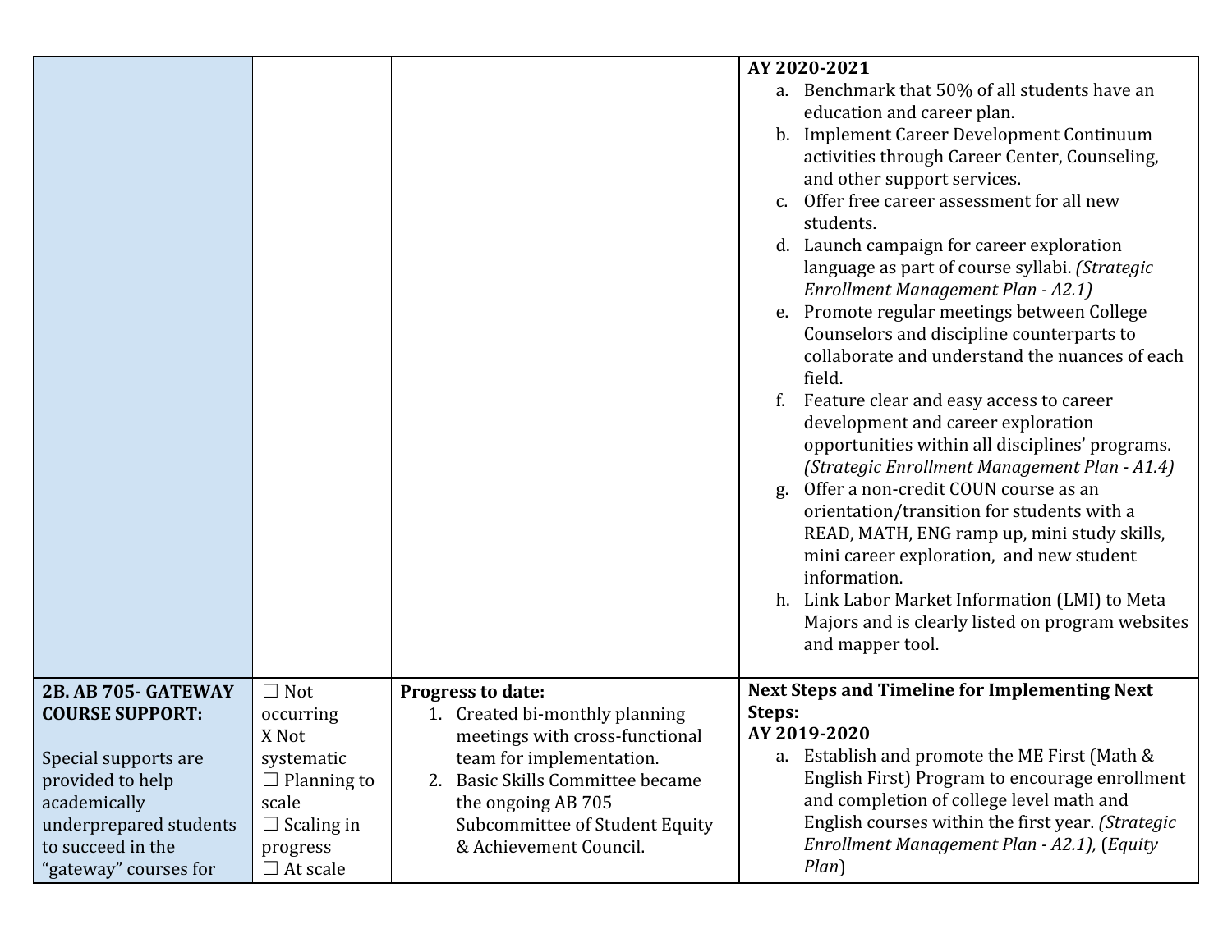| | | | AY 2020-2021<br>a. Benchmark that 50% of all students have an education and career plan.<br>b. Implement Career Development Continuum activities through Career Center, Counseling, and other support services.<br>c. Offer free career assessment for all new students.<br>d. Launch campaign for career exploration language as part of course syllabi. *(Strategic Enrollment Management Plan - A2.1)*<br>e. Promote regular meetings between College Counselors and discipline counterparts to collaborate and understand the nuances of each field.<br>f. Feature clear and easy access to career development and career exploration opportunities within all disciplines' programs. *(Strategic Enrollment Management Plan - A1.4)*<br>g. Offer a non-credit COUN course as an orientation/transition for students with a READ, MATH, ENG ramp up, mini study skills, mini career exploration, and new student information.<br>h. Link Labor Market Information (LMI) to Meta Majors and is clearly listed on program websites and mapper tool. |
|---|---|---|---|
| **2B. AB 705- GATEWAY COURSE SUPPORT:**<br><br>Special supports are provided to help academically underprepared students to succeed in the "gateway" courses for | ☐ Not occurring<br>X Not systematic<br>☐ Planning to scale<br>☐ Scaling in progress<br>☐ At scale | **Progress to date:**<br>1. Created bi-monthly planning meetings with cross-functional team for implementation.<br>2. Basic Skills Committee became the ongoing AB 705 Subcommittee of Student Equity & Achievement Council. | **Next Steps and Timeline for Implementing Next Steps:**<br>**AY 2019-2020**<br>a. Establish and promote the ME First (Math & English First) Program to encourage enrollment and completion of college level math and English courses within the first year. *(Strategic Enrollment Management Plan - A2.1)*, (*Equity Plan*) |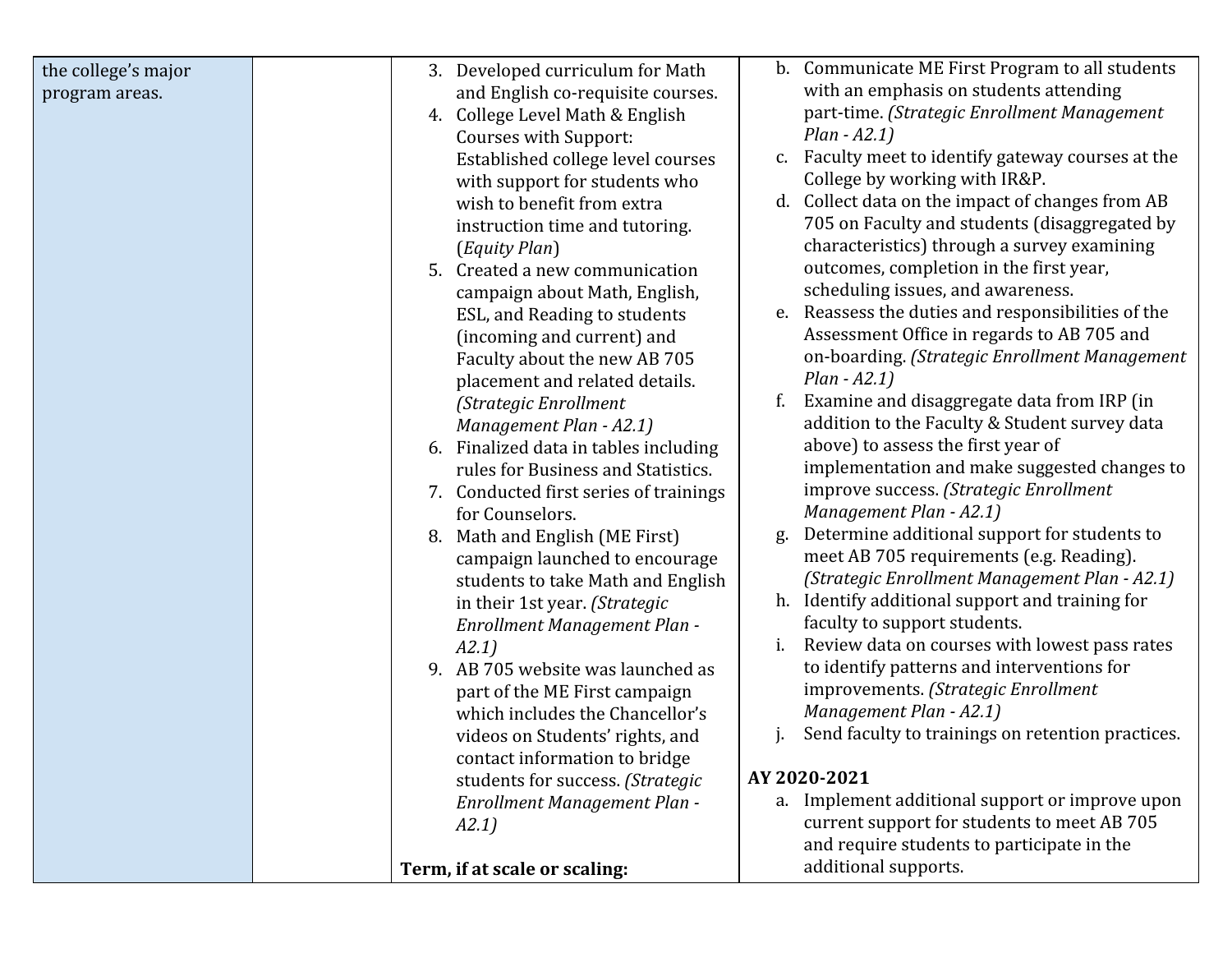| | | | |
|---|---|---|---|
| the college's major program areas. | | 3. Developed curriculum for Math and English co-requisite courses.<br>4. College Level Math & English Courses with Support: Established college level courses with support for students who wish to benefit from extra instruction time and tutoring. (*Equity Plan*)<br>5. Created a new communication campaign about Math, English, ESL, and Reading to students (incoming and current) and Faculty about the new AB 705 placement and related details. *(Strategic Enrollment Management Plan - A2.1)*<br>6. Finalized data in tables including rules for Business and Statistics.<br>7. Conducted first series of trainings for Counselors.<br>8. Math and English (ME First) campaign launched to encourage students to take Math and English in their 1st year. *(Strategic Enrollment Management Plan - A2.1)*<br>9. AB 705 website was launched as part of the ME First campaign which includes the Chancellor's videos on Students' rights, and contact information to bridge students for success. *(Strategic Enrollment Management Plan - A2.1)*<br><br>**Term, if at scale or scaling:** | b. Communicate ME First Program to all students with an emphasis on students attending part-time. *(Strategic Enrollment Management Plan - A2.1)*<br>c. Faculty meet to identify gateway courses at the College by working with IR&P.<br>d. Collect data on the impact of changes from AB 705 on Faculty and students (disaggregated by characteristics) through a survey examining outcomes, completion in the first year, scheduling issues, and awareness.<br>e. Reassess the duties and responsibilities of the Assessment Office in regards to AB 705 and on-boarding. *(Strategic Enrollment Management Plan - A2.1)*<br>f. Examine and disaggregate data from IRP (in addition to the Faculty & Student survey data above) to assess the first year of implementation and make suggested changes to improve success. *(Strategic Enrollment Management Plan - A2.1)*<br>g. Determine additional support for students to meet AB 705 requirements (e.g. Reading). *(Strategic Enrollment Management Plan - A2.1)*<br>h. Identify additional support and training for faculty to support students.<br>i. Review data on courses with lowest pass rates to identify patterns and interventions for improvements. *(Strategic Enrollment Management Plan - A2.1)*<br>j. Send faculty to trainings on retention practices.<br><br>**AY 2020-2021**<br>a. Implement additional support or improve upon current support for students to meet AB 705 and require students to participate in the additional supports. |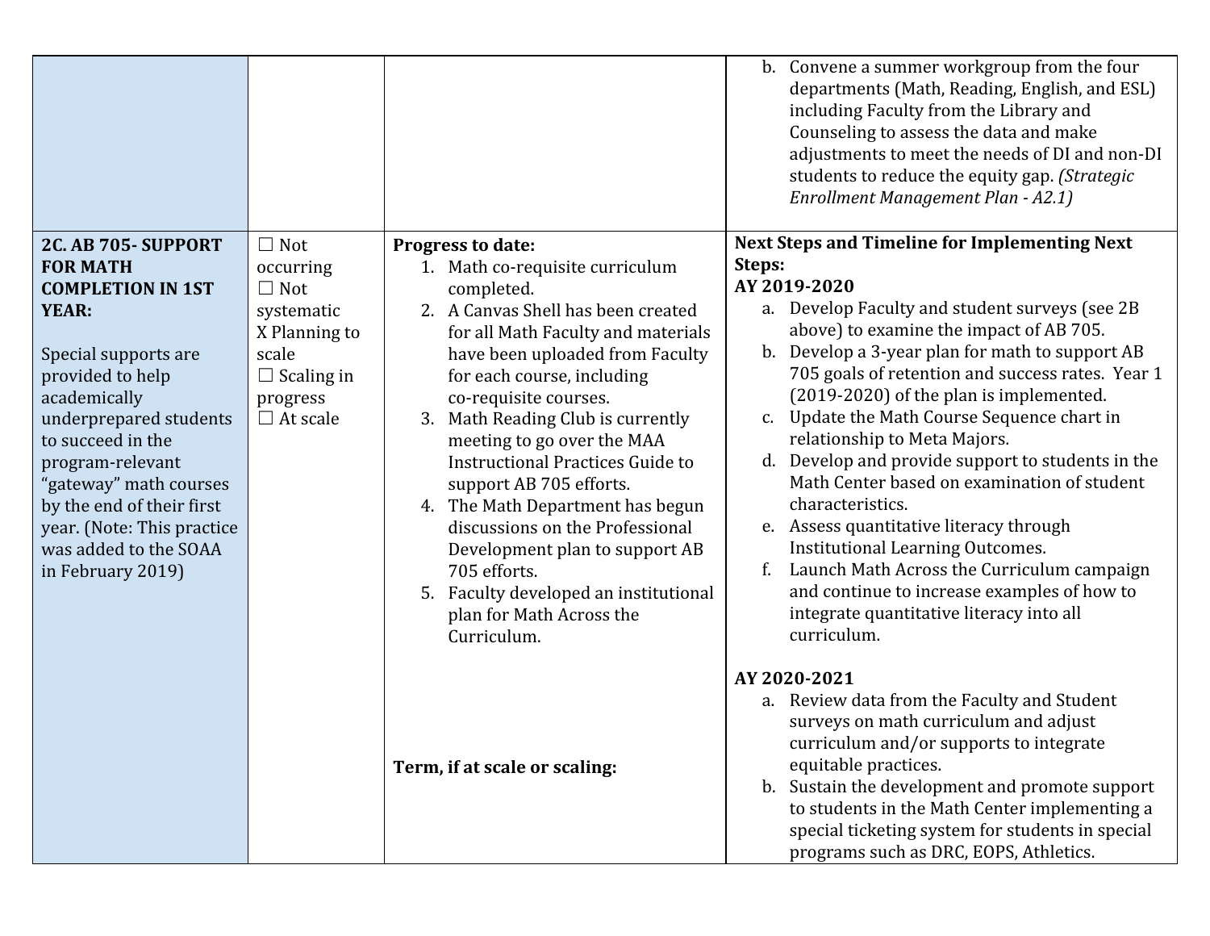| | | | |
|---|---|---|---|
| | | | b. Convene a summer workgroup from the four departments (Math, Reading, English, and ESL) including Faculty from the Library and Counseling to assess the data and make adjustments to meet the needs of DI and non-DI students to reduce the equity gap. *(Strategic Enrollment Management Plan - A2.1)* |
| **2C. AB 705- SUPPORT FOR MATH COMPLETION IN 1ST YEAR:**<br><br>Special supports are provided to help academically underprepared students to succeed in the program-relevant “gateway” math courses by the end of their first year. (Note: This practice was added to the SOAA in February 2019) | ☐ Not occurring<br>☐ Not systematic<br>X Planning to scale<br>☐ Scaling in progress<br>☐ At scale | **Progress to date:**<br>1. Math co-requisite curriculum completed.<br>2. A Canvas Shell has been created for all Math Faculty and materials have been uploaded from Faculty for each course, including co-requisite courses.<br>3. Math Reading Club is currently meeting to go over the MAA Instructional Practices Guide to support AB 705 efforts.<br>4. The Math Department has begun discussions on the Professional Development plan to support AB 705 efforts.<br>5. Faculty developed an institutional plan for Math Across the Curriculum.<br><br>**Term, if at scale or scaling:** | **Next Steps and Timeline for Implementing Next Steps:**<br>**AY 2019-2020**<br>a. Develop Faculty and student surveys (see 2B above) to examine the impact of AB 705.<br>b. Develop a 3-year plan for math to support AB 705 goals of retention and success rates. Year 1 (2019-2020) of the plan is implemented.<br>c. Update the Math Course Sequence chart in relationship to Meta Majors.<br>d. Develop and provide support to students in the Math Center based on examination of student characteristics.<br>e. Assess quantitative literacy through Institutional Learning Outcomes.<br>f. Launch Math Across the Curriculum campaign and continue to increase examples of how to integrate quantitative literacy into all curriculum.<br><br>**AY 2020-2021**<br>a. Review data from the Faculty and Student surveys on math curriculum and adjust curriculum and/or supports to integrate equitable practices.<br>b. Sustain the development and promote support to students in the Math Center implementing a special ticketing system for students in special programs such as DRC, EOPS, Athletics. |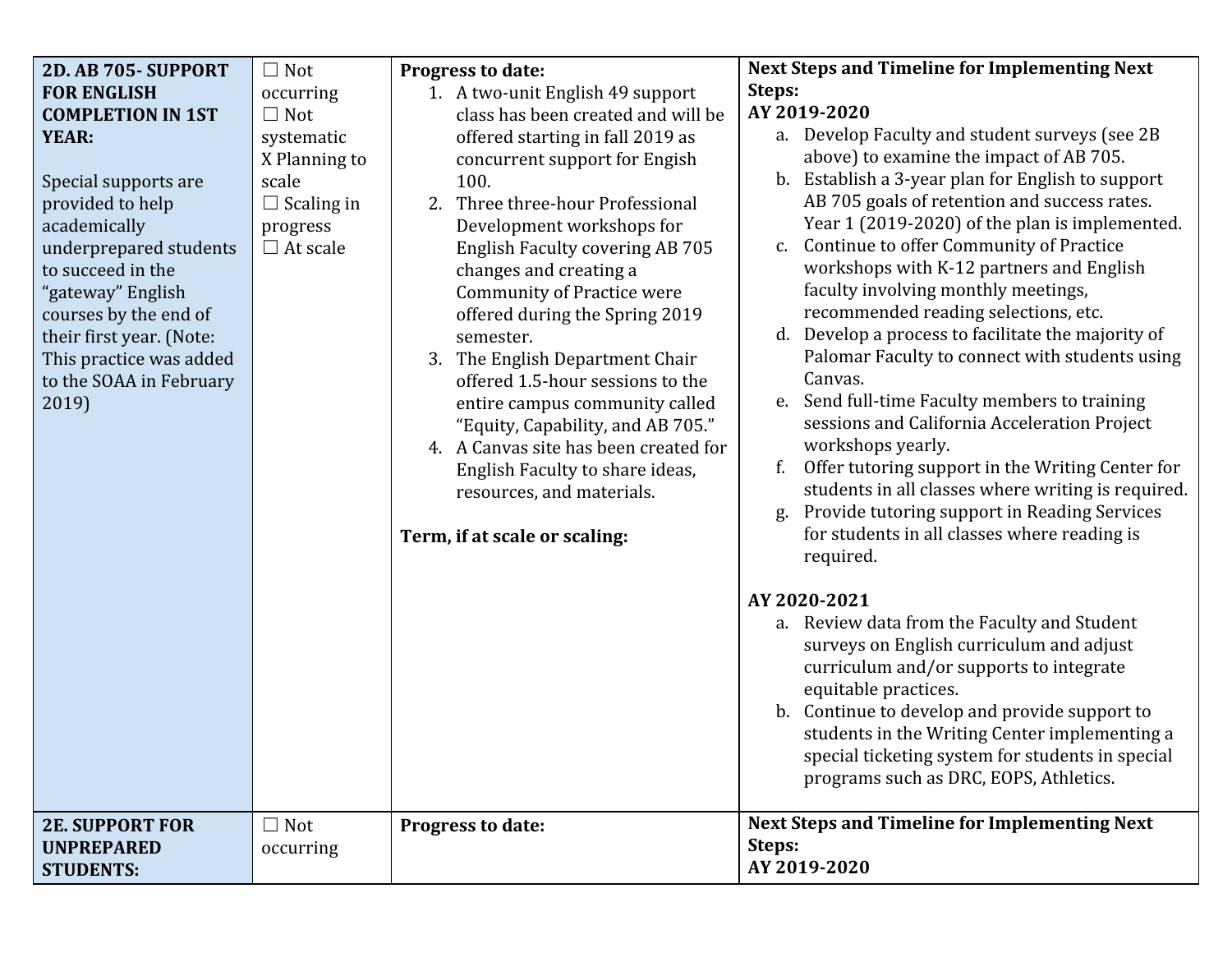| **2D. AB 705- SUPPORT FOR ENGLISH COMPLETION IN 1ST YEAR:**<br><br>Special supports are provided to help academically underprepared students to succeed in the "gateway" English courses by the end of their first year. (Note: This practice was added to the SOAA in February 2019) | ☐ Not occurring<br>☐ Not systematic<br>X Planning to scale<br>☐ Scaling in progress<br>☐ At scale | **Progress to date:**<br>1. A two-unit English 49 support class has been created and will be offered starting in fall 2019 as concurrent support for Engish 100.<br>2. Three three-hour Professional Development workshops for English Faculty covering AB 705 changes and creating a Community of Practice were offered during the Spring 2019 semester.<br>3. The English Department Chair offered 1.5-hour sessions to the entire campus community called "Equity, Capability, and AB 705."<br>4. A Canvas site has been created for English Faculty to share ideas, resources, and materials.<br><br>**Term, if at scale or scaling:** | **Next Steps and Timeline for Implementing Next Steps:**<br>**AY 2019-2020**<br>a. Develop Faculty and student surveys (see 2B above) to examine the impact of AB 705.<br>b. Establish a 3-year plan for English to support AB 705 goals of retention and success rates. Year 1 (2019-2020) of the plan is implemented.<br>c. Continue to offer Community of Practice workshops with K-12 partners and English faculty involving monthly meetings, recommended reading selections, etc.<br>d. Develop a process to facilitate the majority of Palomar Faculty to connect with students using Canvas.<br>e. Send full-time Faculty members to training sessions and California Acceleration Project workshops yearly.<br>f. Offer tutoring support in the Writing Center for students in all classes where writing is required.<br>g. Provide tutoring support in Reading Services for students in all classes where reading is required.<br><br>**AY 2020-2021**<br>a. Review data from the Faculty and Student surveys on English curriculum and adjust curriculum and/or supports to integrate equitable practices.<br>b. Continue to develop and provide support to students in the Writing Center implementing a special ticketing system for students in special programs such as DRC, EOPS, Athletics. |
|---|---|---|---|
| **2E. SUPPORT FOR UNPREPARED STUDENTS:** | ☐ Not occurring | **Progress to date:** | **Next Steps and Timeline for Implementing Next Steps:**<br>**AY 2019-2020** |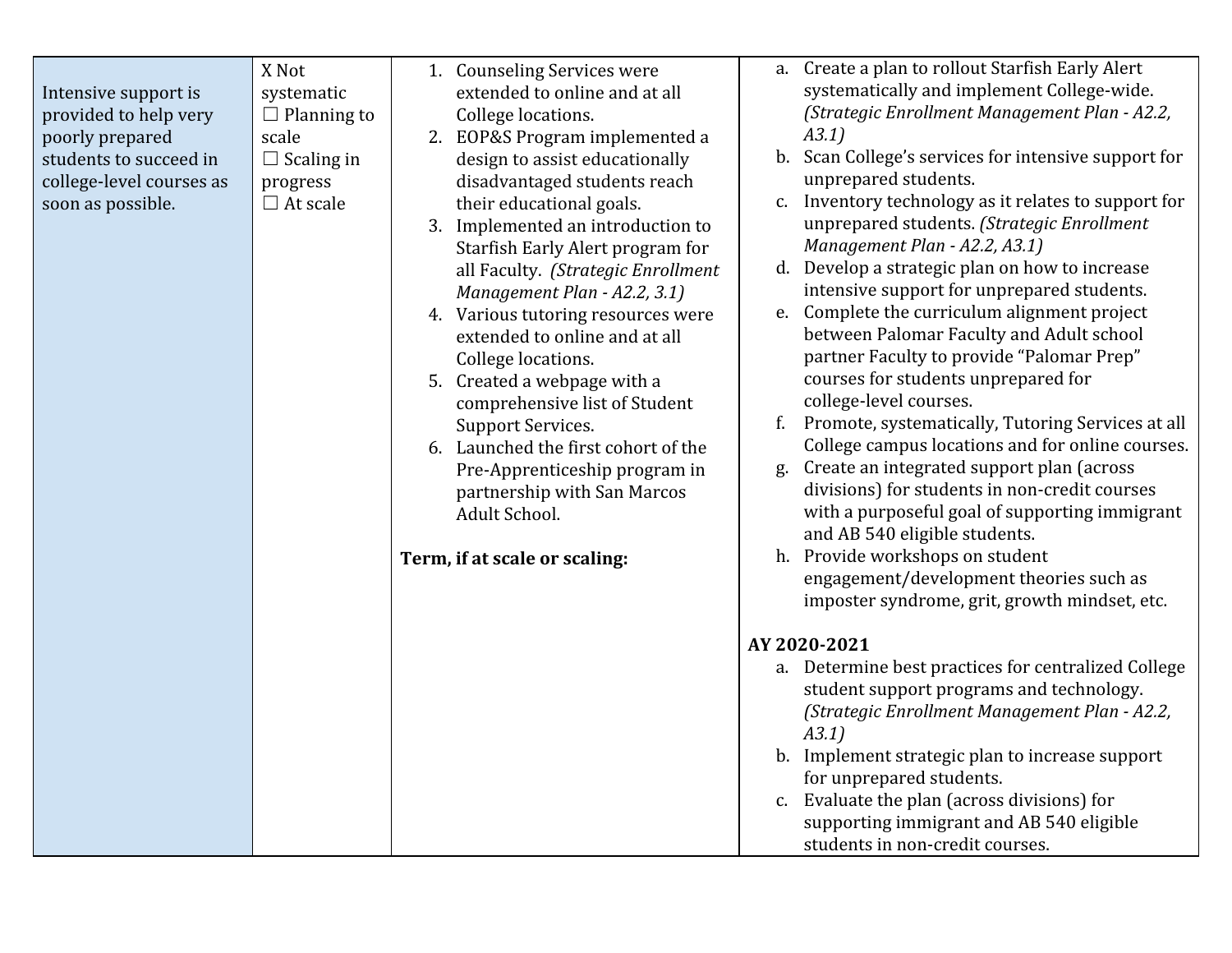| | | | |
|---|---|---|---|
| Intensive support is provided to help very poorly prepared students to succeed in college-level courses as soon as possible. | X Not systematic<br>☐ Planning to scale<br>☐ Scaling in progress<br>☐ At scale | 1. Counseling Services were extended to online and at all College locations.<br>2. EOP&S Program implemented a design to assist educationally disadvantaged students reach their educational goals.<br>3. Implemented an introduction to Starfish Early Alert program for all Faculty. *(Strategic Enrollment Management Plan - A2.2, 3.1)*<br>4. Various tutoring resources were extended to online and at all College locations.<br>5. Created a webpage with a comprehensive list of Student Support Services.<br>6. Launched the first cohort of the Pre-Apprenticeship program in partnership with San Marcos Adult School.<br><br>**Term, if at scale or scaling:** | a. Create a plan to rollout Starfish Early Alert systematically and implement College-wide. *(Strategic Enrollment Management Plan - A2.2, A3.1)*<br>b. Scan College's services for intensive support for unprepared students.<br>c. Inventory technology as it relates to support for unprepared students. *(Strategic Enrollment Management Plan - A2.2, A3.1)*<br>d. Develop a strategic plan on how to increase intensive support for unprepared students.<br>e. Complete the curriculum alignment project between Palomar Faculty and Adult school partner Faculty to provide "Palomar Prep" courses for students unprepared for college-level courses.<br>f. Promote, systematically, Tutoring Services at all College campus locations and for online courses.<br>g. Create an integrated support plan (across divisions) for students in non-credit courses with a purposeful goal of supporting immigrant and AB 540 eligible students.<br>h. Provide workshops on student engagement/development theories such as imposter syndrome, grit, growth mindset, etc.<br><br>**AY 2020-2021**<br>a. Determine best practices for centralized College student support programs and technology. *(Strategic Enrollment Management Plan - A2.2, A3.1)*<br>b. Implement strategic plan to increase support for unprepared students.<br>c. Evaluate the plan (across divisions) for supporting immigrant and AB 540 eligible students in non-credit courses. |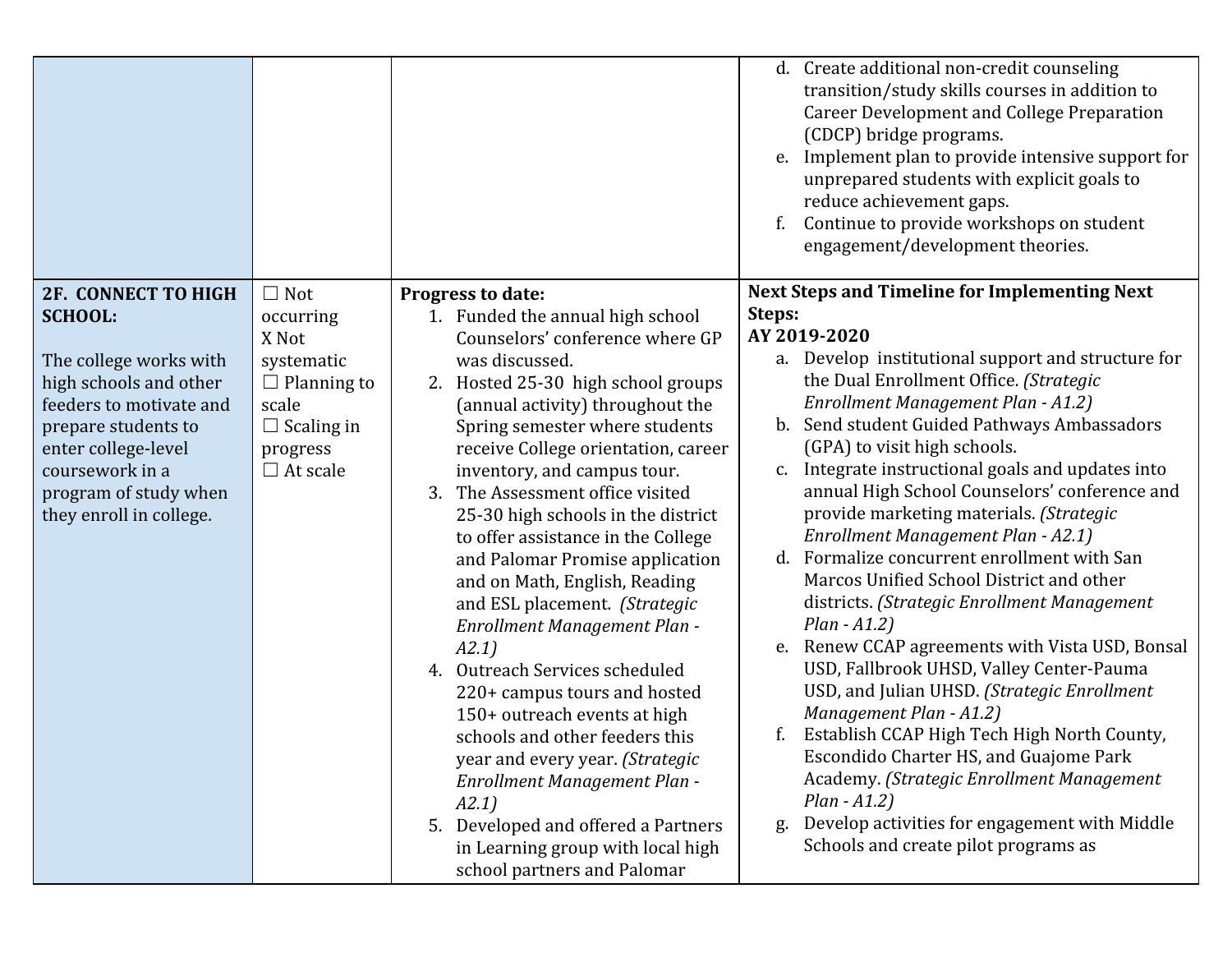| | | | |
|---|---|---|---|
| | | | d. Create additional non-credit counseling transition/study skills courses in addition to Career Development and College Preparation (CDCP) bridge programs.<br>e. Implement plan to provide intensive support for unprepared students with explicit goals to reduce achievement gaps.<br>f. Continue to provide workshops on student engagement/development theories. |
| **2F. CONNECT TO HIGH SCHOOL:**<br><br>The college works with high schools and other feeders to motivate and prepare students to enter college-level coursework in a program of study when they enroll in college. | ☐ Not occurring<br>X Not systematic<br>☐ Planning to scale<br>☐ Scaling in progress<br>☐ At scale | **Progress to date:**<br>1. Funded the annual high school Counselors' conference where GP was discussed.<br>2. Hosted 25-30 high school groups (annual activity) throughout the Spring semester where students receive College orientation, career inventory, and campus tour.<br>3. The Assessment office visited 25-30 high schools in the district to offer assistance in the College and Palomar Promise application and on Math, English, Reading and ESL placement. *(Strategic Enrollment Management Plan - A2.1)*<br>4. Outreach Services scheduled 220+ campus tours and hosted 150+ outreach events at high schools and other feeders this year and every year. *(Strategic Enrollment Management Plan - A2.1)*<br>5. Developed and offered a Partners in Learning group with local high school partners and Palomar | **Next Steps and Timeline for Implementing Next Steps:**<br>**AY 2019-2020**<br>a. Develop institutional support and structure for the Dual Enrollment Office. *(Strategic Enrollment Management Plan - A1.2)*<br>b. Send student Guided Pathways Ambassadors (GPA) to visit high schools.<br>c. Integrate instructional goals and updates into annual High School Counselors' conference and provide marketing materials. *(Strategic Enrollment Management Plan - A2.1)*<br>d. Formalize concurrent enrollment with San Marcos Unified School District and other districts. *(Strategic Enrollment Management Plan - A1.2)*<br>e. Renew CCAP agreements with Vista USD, Bonsal USD, Fallbrook UHSD, Valley Center-Pauma USD, and Julian UHSD. *(Strategic Enrollment Management Plan - A1.2)*<br>f. Establish CCAP High Tech High North County, Escondido Charter HS, and Guajome Park Academy. *(Strategic Enrollment Management Plan - A1.2)*<br>g. Develop activities for engagement with Middle Schools and create pilot programs as |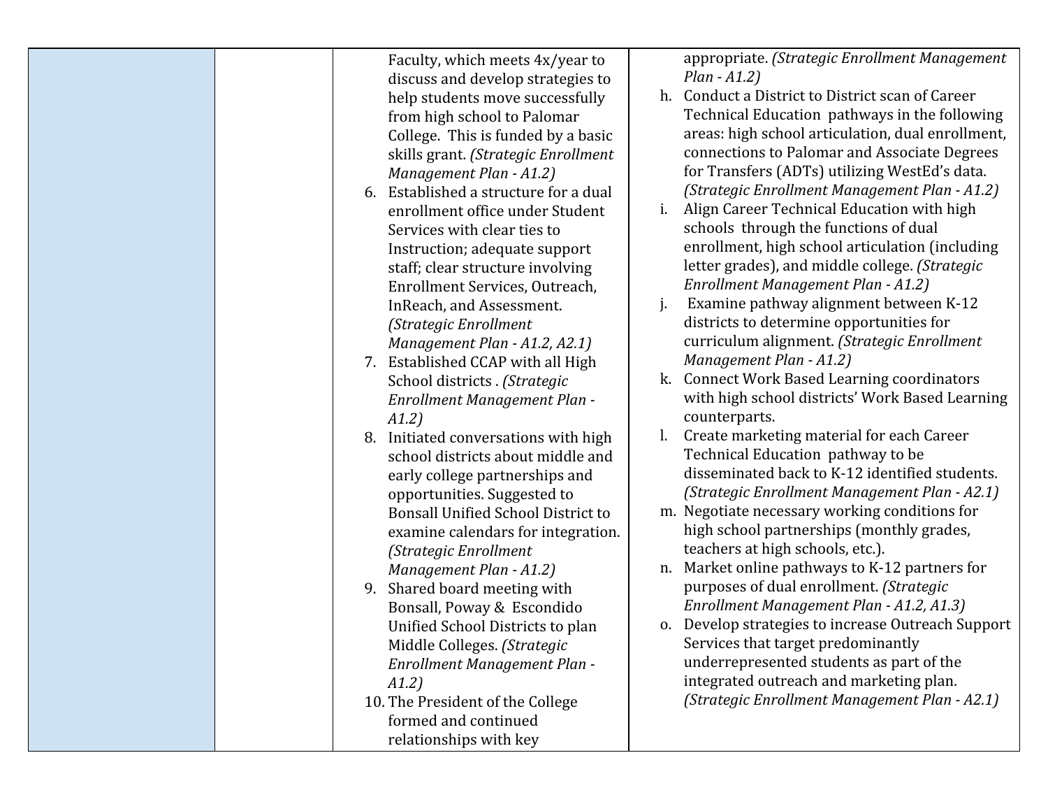| | | | |
|---|---|---|---|
| | | Faculty, which meets 4x/year to discuss and develop strategies to help students move successfully from high school to Palomar College. This is funded by a basic skills grant. *(Strategic Enrollment Management Plan - A1.2)*<br>6. Established a structure for a dual enrollment office under Student Services with clear ties to Instruction; adequate support staff; clear structure involving Enrollment Services, Outreach, InReach, and Assessment. *(Strategic Enrollment Management Plan - A1.2, A2.1)*<br>7. Established CCAP with all High School districts . *(Strategic Enrollment Management Plan - A1.2)*<br>8. Initiated conversations with high school districts about middle and early college partnerships and opportunities. Suggested to Bonsall Unified School District to examine calendars for integration. *(Strategic Enrollment Management Plan - A1.2)*<br>9. Shared board meeting with Bonsall, Poway & Escondido Unified School Districts to plan Middle Colleges. *(Strategic Enrollment Management Plan - A1.2)*<br>10. The President of the College formed and continued relationships with key | appropriate. *(Strategic Enrollment Management Plan - A1.2)*<br>h. Conduct a District to District scan of Career Technical Education pathways in the following areas: high school articulation, dual enrollment, connections to Palomar and Associate Degrees for Transfers (ADTs) utilizing WestEd's data. *(Strategic Enrollment Management Plan - A1.2)*<br>i. Align Career Technical Education with high schools through the functions of dual enrollment, high school articulation (including letter grades), and middle college. *(Strategic Enrollment Management Plan - A1.2)*<br>j. Examine pathway alignment between K-12 districts to determine opportunities for curriculum alignment. *(Strategic Enrollment Management Plan - A1.2)*<br>k. Connect Work Based Learning coordinators with high school districts' Work Based Learning counterparts.<br>l. Create marketing material for each Career Technical Education pathway to be disseminated back to K-12 identified students. *(Strategic Enrollment Management Plan - A2.1)*<br>m. Negotiate necessary working conditions for high school partnerships (monthly grades, teachers at high schools, etc.).<br>n. Market online pathways to K-12 partners for purposes of dual enrollment. *(Strategic Enrollment Management Plan - A1.2, A1.3)*<br>o. Develop strategies to increase Outreach Support Services that target predominantly underrepresented students as part of the integrated outreach and marketing plan. *(Strategic Enrollment Management Plan - A2.1)* |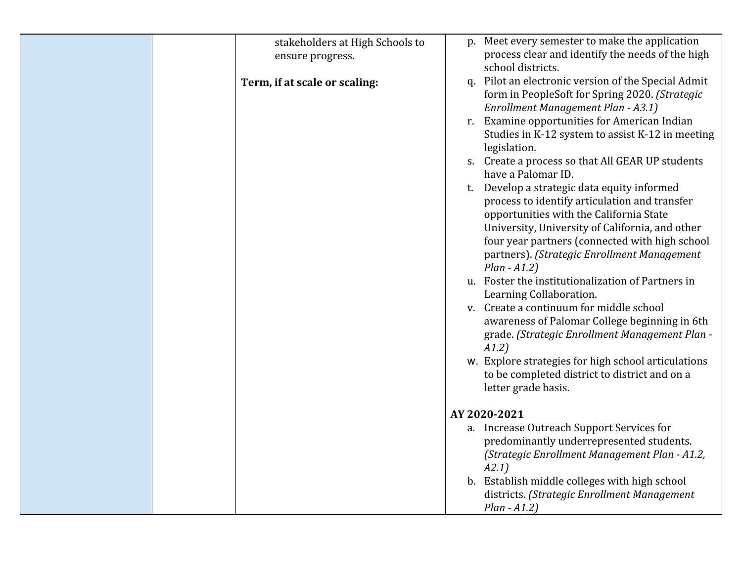|  |  |  |  |
|---|---|---|---|
|  |  | stakeholders at High Schools to ensure progress.<br><br>**Term, if at scale or scaling:** | p. Meet every semester to make the application process clear and identify the needs of the high school districts.<br>q. Pilot an electronic version of the Special Admit form in PeopleSoft for Spring 2020. *(Strategic Enrollment Management Plan - A3.1)*<br>r. Examine opportunities for American Indian Studies in K-12 system to assist K-12 in meeting legislation.<br>s. Create a process so that All GEAR UP students have a Palomar ID.<br>t. Develop a strategic data equity informed process to identify articulation and transfer opportunities with the California State University, University of California, and other four year partners (connected with high school partners). *(Strategic Enrollment Management Plan - A1.2)*<br>u. Foster the institutionalization of Partners in Learning Collaboration.<br>v. Create a continuum for middle school awareness of Palomar College beginning in 6th grade. *(Strategic Enrollment Management Plan - A1.2)*<br>w. Explore strategies for high school articulations to be completed district to district and on a letter grade basis.<br><br>**AY 2020-2021**<br>a. Increase Outreach Support Services for predominantly underrepresented students. *(Strategic Enrollment Management Plan - A1.2, A2.1)*<br>b. Establish middle colleges with high school districts. *(Strategic Enrollment Management Plan - A1.2)* |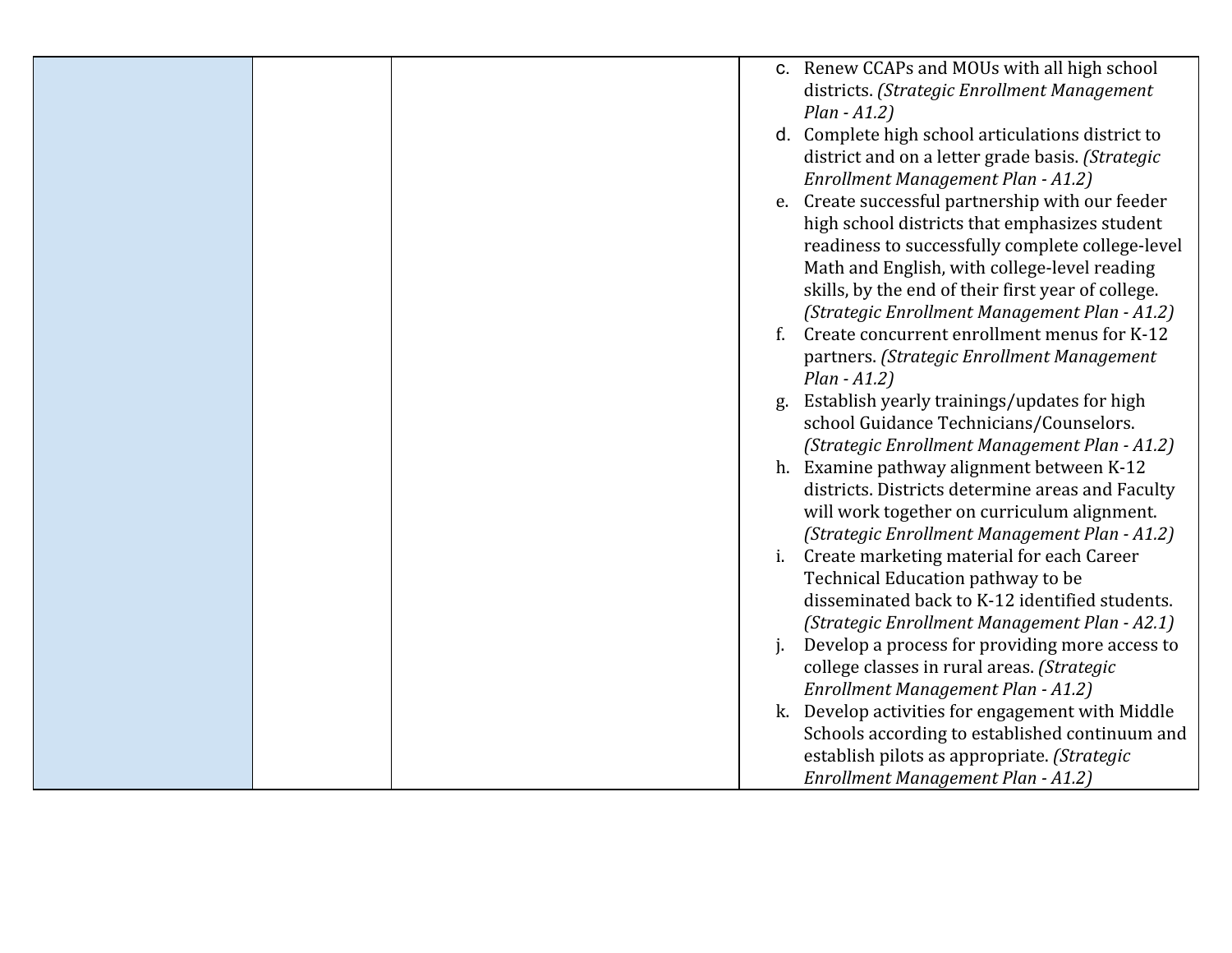| | | | |
|---|---|---|---|
| | | | c. Renew CCAPs and MOUs with all high school districts. *(Strategic Enrollment Management Plan - A1.2)*<br>d. Complete high school articulations district to district and on a letter grade basis. *(Strategic Enrollment Management Plan - A1.2)*<br>e. Create successful partnership with our feeder high school districts that emphasizes student readiness to successfully complete college-level Math and English, with college-level reading skills, by the end of their first year of college. *(Strategic Enrollment Management Plan - A1.2)*<br>f. Create concurrent enrollment menus for K-12 partners. *(Strategic Enrollment Management Plan - A1.2)*<br>g. Establish yearly trainings/updates for high school Guidance Technicians/Counselors. *(Strategic Enrollment Management Plan - A1.2)*<br>h. Examine pathway alignment between K-12 districts. Districts determine areas and Faculty will work together on curriculum alignment. *(Strategic Enrollment Management Plan - A1.2)*<br>i. Create marketing material for each Career Technical Education pathway to be disseminated back to K-12 identified students. *(Strategic Enrollment Management Plan - A2.1)*<br>j. Develop a process for providing more access to college classes in rural areas. *(Strategic Enrollment Management Plan - A1.2)*<br>k. Develop activities for engagement with Middle Schools according to established continuum and establish pilots as appropriate. *(Strategic Enrollment Management Plan - A1.2)* |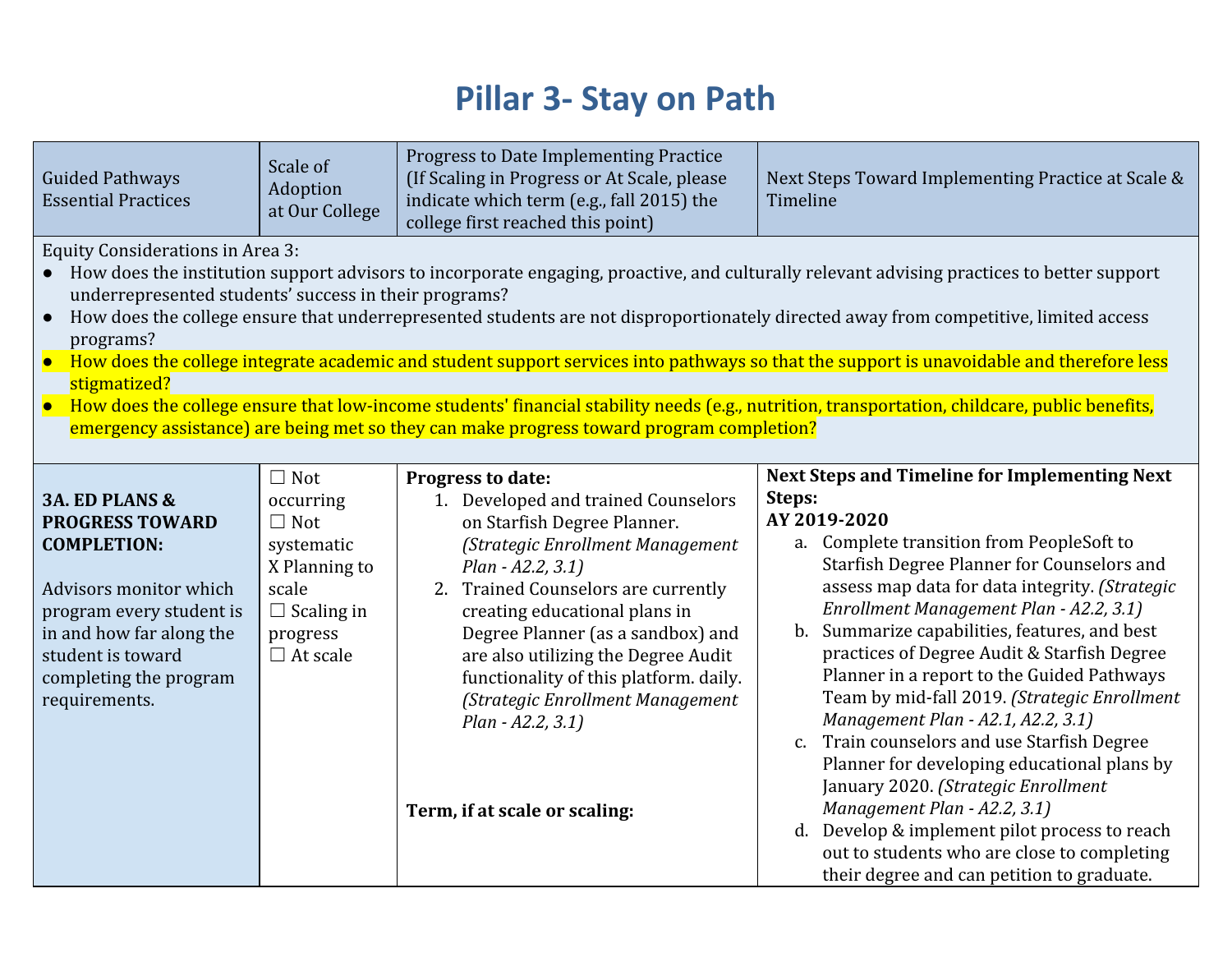# Pillar 3- Stay on Path

| Guided Pathways Essential Practices | Scale of Adoption at Our College | Progress to Date Implementing Practice (If Scaling in Progress or At Scale, please indicate which term (e.g., fall 2015) the college first reached this point) | Next Steps Toward Implementing Practice at Scale & Timeline |
|---|---|---|---|
| Equity Considerations in Area 3:<br>● How does the institution support advisors to incorporate engaging, proactive, and culturally relevant advising practices to better support underrepresented students' success in their programs?<br>● How does the college ensure that underrepresented students are not disproportionately directed away from competitive, limited access programs?<br>● How does the college integrate academic and student support services into pathways so that the support is unavoidable and therefore less stigmatized?<br>● How does the college ensure that low-income students' financial stability needs (e.g., nutrition, transportation, childcare, public benefits, emergency assistance) are being met so they can make progress toward program completion? | | | |
| **3A. ED PLANS & PROGRESS TOWARD COMPLETION:**<br><br>Advisors monitor which program every student is in and how far along the student is toward completing the program requirements. | ☐ Not occurring<br>☐ Not systematic<br>X Planning to scale<br>☐ Scaling in progress<br>☐ At scale | **Progress to date:**<br>1. Developed and trained Counselors on Starfish Degree Planner. *(Strategic Enrollment Management Plan - A2.2, 3.1)*<br>2. Trained Counselors are currently creating educational plans in Degree Planner (as a sandbox) and are also utilizing the Degree Audit functionality of this platform. daily. *(Strategic Enrollment Management Plan - A2.2, 3.1)*<br><br>**Term, if at scale or scaling:** | **Next Steps and Timeline for Implementing Next Steps:**<br>**AY 2019-2020**<br>a. Complete transition from PeopleSoft to Starfish Degree Planner for Counselors and assess map data for data integrity. *(Strategic Enrollment Management Plan - A2.2, 3.1)*<br>b. Summarize capabilities, features, and best practices of Degree Audit & Starfish Degree Planner in a report to the Guided Pathways Team by mid-fall 2019. *(Strategic Enrollment Management Plan - A2.1, A2.2, 3.1)*<br>c. Train counselors and use Starfish Degree Planner for developing educational plans by January 2020. *(Strategic Enrollment Management Plan - A2.2, 3.1)*<br>d. Develop & implement pilot process to reach out to students who are close to completing their degree and can petition to graduate. |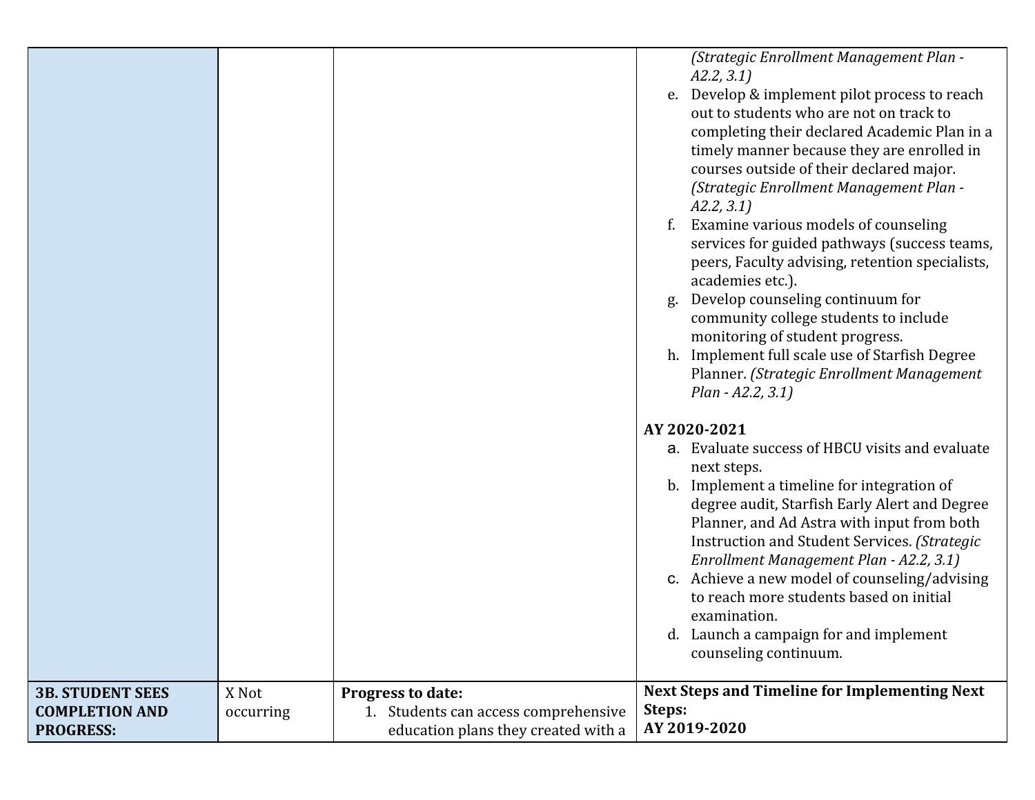| | | | |
|---|---|---|---|
| | | | *(Strategic Enrollment Management Plan - A2.2, 3.1)*<br>e. Develop & implement pilot process to reach out to students who are not on track to completing their declared Academic Plan in a timely manner because they are enrolled in courses outside of their declared major. *(Strategic Enrollment Management Plan - A2.2, 3.1)*<br>f. Examine various models of counseling services for guided pathways (success teams, peers, Faculty advising, retention specialists, academies etc.).<br>g. Develop counseling continuum for community college students to include monitoring of student progress.<br>h. Implement full scale use of Starfish Degree Planner. *(Strategic Enrollment Management Plan - A2.2, 3.1)*<br><br>**AY 2020-2021**<br>a. Evaluate success of HBCU visits and evaluate next steps.<br>b. Implement a timeline for integration of degree audit, Starfish Early Alert and Degree Planner, and Ad Astra with input from both Instruction and Student Services. *(Strategic Enrollment Management Plan - A2.2, 3.1)*<br>c. Achieve a new model of counseling/advising to reach more students based on initial examination.<br>d. Launch a campaign for and implement counseling continuum. |
| **3B. STUDENT SEES COMPLETION AND PROGRESS:** | X Not occurring | **Progress to date:**<br>1. Students can access comprehensive education plans they created with a | **Next Steps and Timeline for Implementing Next Steps:**<br>**AY 2019-2020** |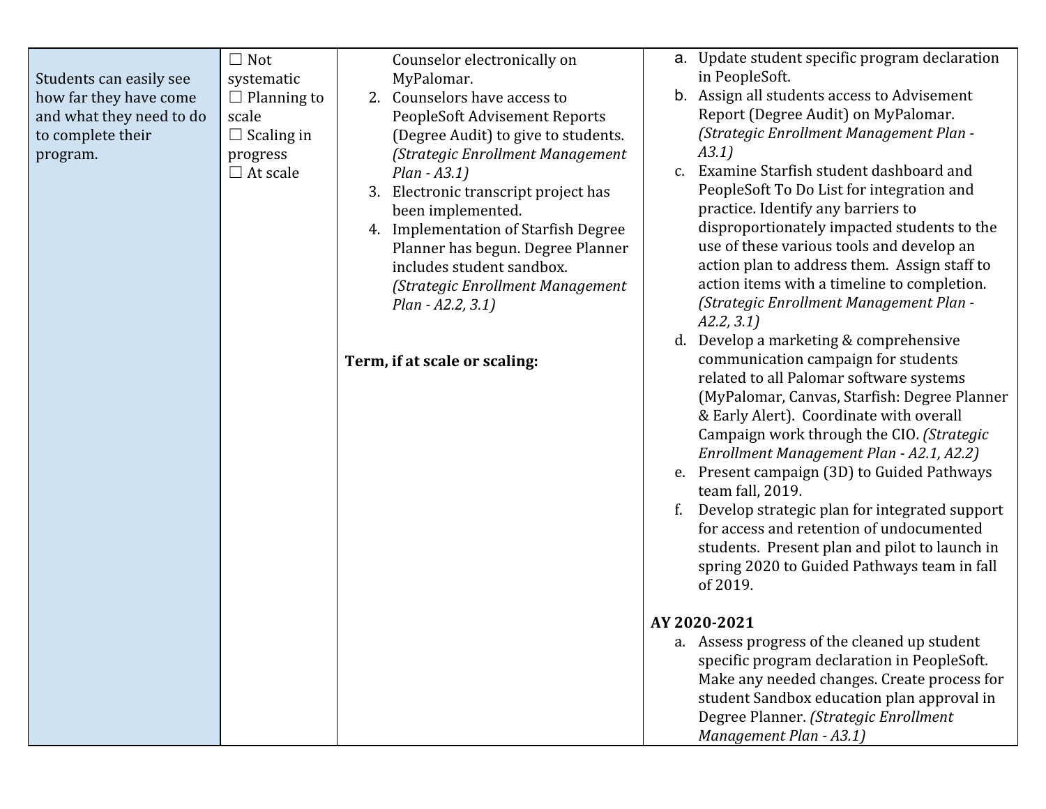| | | | |
|---|---|---|---|
| Students can easily see how far they have come and what they need to do to complete their program. | ☐ Not systematic<br>☐ Planning to scale<br>☐ Scaling in progress<br>☐ At scale | Counselor electronically on MyPalomar.<br>2. Counselors have access to PeopleSoft Advisement Reports (Degree Audit) to give to students. *(Strategic Enrollment Management Plan - A3.1)*<br>3. Electronic transcript project has been implemented.<br>4. Implementation of Starfish Degree Planner has begun. Degree Planner includes student sandbox. *(Strategic Enrollment Management Plan - A2.2, 3.1)*<br><br>**Term, if at scale or scaling:** | a. Update student specific program declaration in PeopleSoft.<br>b. Assign all students access to Advisement Report (Degree Audit) on MyPalomar. *(Strategic Enrollment Management Plan - A3.1)*<br>c. Examine Starfish student dashboard and PeopleSoft To Do List for integration and practice. Identify any barriers to disproportionately impacted students to the use of these various tools and develop an action plan to address them. Assign staff to action items with a timeline to completion. *(Strategic Enrollment Management Plan - A2.2, 3.1)*<br>d. Develop a marketing & comprehensive communication campaign for students related to all Palomar software systems (MyPalomar, Canvas, Starfish: Degree Planner & Early Alert). Coordinate with overall Campaign work through the CIO. *(Strategic Enrollment Management Plan - A2.1, A2.2)*<br>e. Present campaign (3D) to Guided Pathways team fall, 2019.<br>f. Develop strategic plan for integrated support for access and retention of undocumented students. Present plan and pilot to launch in spring 2020 to Guided Pathways team in fall of 2019.<br><br>**AY 2020-2021**<br>a. Assess progress of the cleaned up student specific program declaration in PeopleSoft. Make any needed changes. Create process for student Sandbox education plan approval in Degree Planner. *(Strategic Enrollment Management Plan - A3.1)* |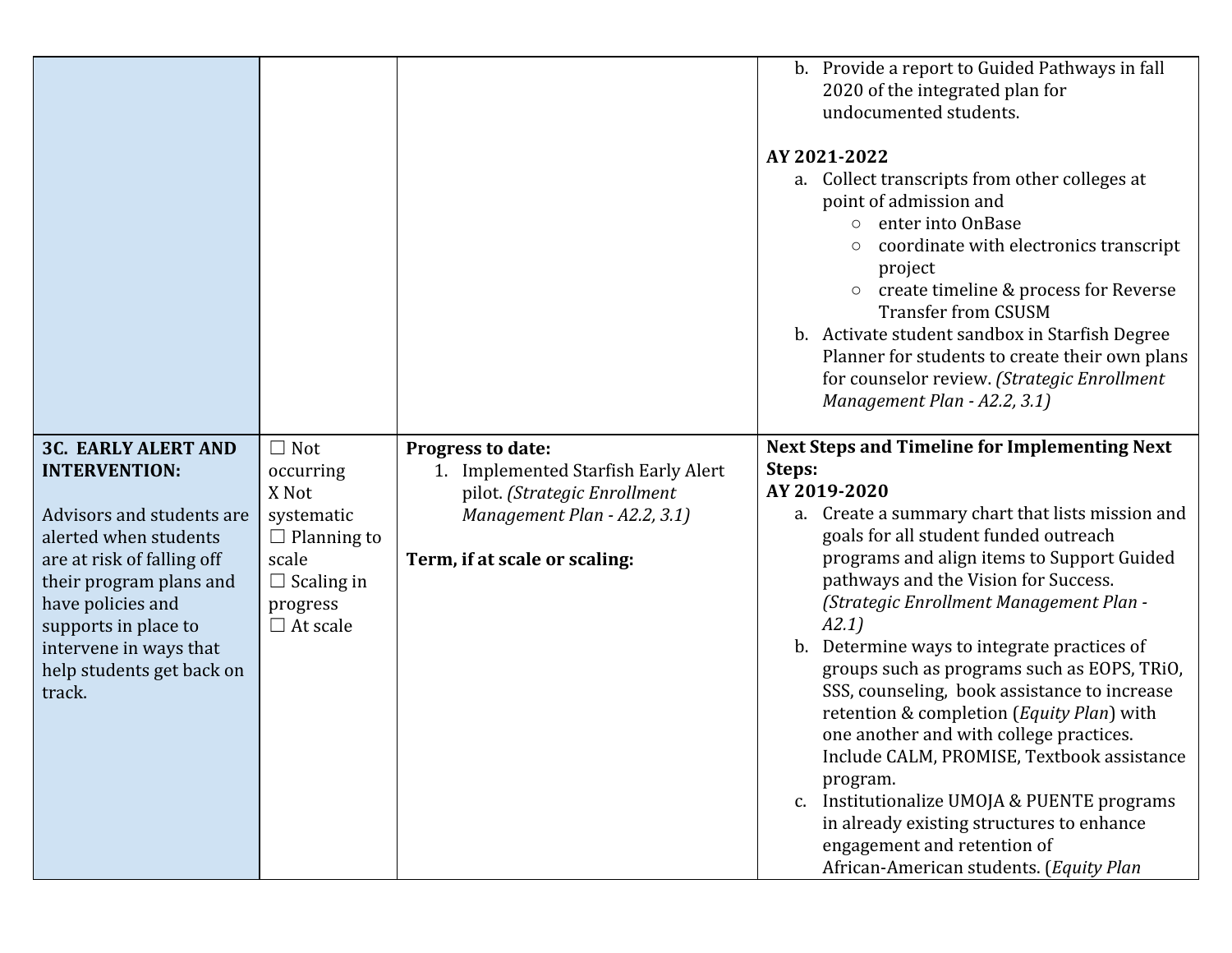| | | | |
|---|---|---|---|
| | | | b. Provide a report to Guided Pathways in fall 2020 of the integrated plan for undocumented students.<br><br>**AY 2021-2022**<br>a. Collect transcripts from other colleges at point of admission and<br>○ enter into OnBase<br>○ coordinate with electronics transcript project<br>○ create timeline & process for Reverse Transfer from CSUSM<br>b. Activate student sandbox in Starfish Degree Planner for students to create their own plans for counselor review. *(Strategic Enrollment Management Plan - A2.2, 3.1)* |
| **3C. EARLY ALERT AND INTERVENTION:**<br><br>Advisors and students are alerted when students are at risk of falling off their program plans and have policies and supports in place to intervene in ways that help students get back on track. | ☐ Not occurring<br>X Not systematic<br>☐ Planning to scale<br>☐ Scaling in progress<br>☐ At scale | **Progress to date:**<br>1. Implemented Starfish Early Alert pilot. *(Strategic Enrollment Management Plan - A2.2, 3.1)*<br><br>**Term, if at scale or scaling:** | **Next Steps and Timeline for Implementing Next Steps:**<br>**AY 2019-2020**<br>a. Create a summary chart that lists mission and goals for all student funded outreach programs and align items to Support Guided pathways and the Vision for Success. *(Strategic Enrollment Management Plan - A2.1)*<br>b. Determine ways to integrate practices of groups such as programs such as EOPS, TRiO, SSS, counseling, book assistance to increase retention & completion (*Equity Plan*) with one another and with college practices. Include CALM, PROMISE, Textbook assistance program.<br>c. Institutionalize UMOJA & PUENTE programs in already existing structures to enhance engagement and retention of African-American students. (*Equity Plan* |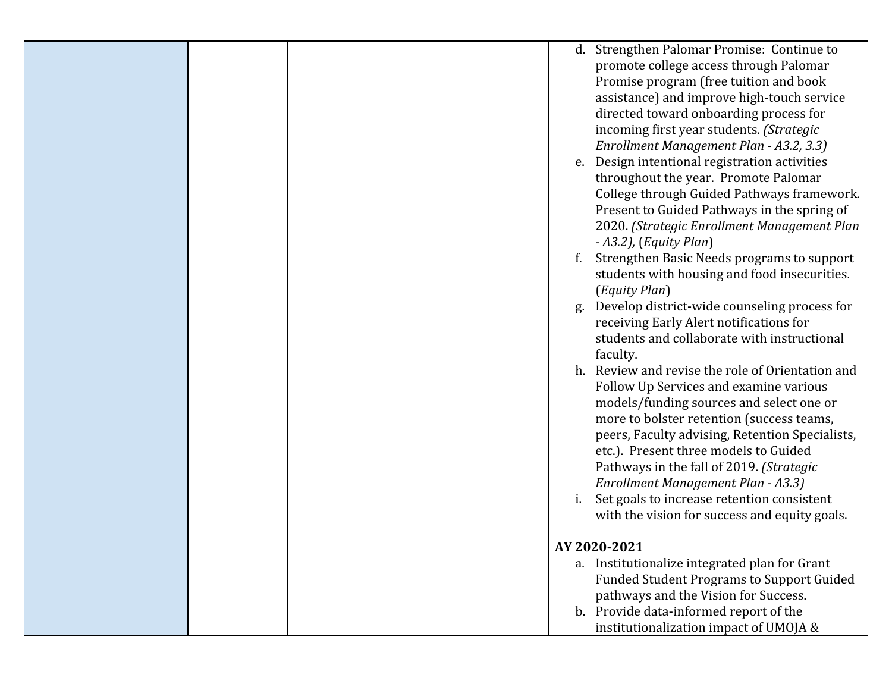| | | | d. Strengthen Palomar Promise: Continue to promote college access through Palomar Promise program (free tuition and book assistance) and improve high-touch service directed toward onboarding process for incoming first year students. *(Strategic Enrollment Management Plan - A3.2, 3.3)*<br>e. Design intentional registration activities throughout the year. Promote Palomar College through Guided Pathways framework. Present to Guided Pathways in the spring of 2020. *(Strategic Enrollment Management Plan - A3.2),* (*Equity Plan*)<br>f. Strengthen Basic Needs programs to support students with housing and food insecurities. (*Equity Plan*)<br>g. Develop district-wide counseling process for receiving Early Alert notifications for students and collaborate with instructional faculty.<br>h. Review and revise the role of Orientation and Follow Up Services and examine various models/funding sources and select one or more to bolster retention (success teams, peers, Faculty advising, Retention Specialists, etc.). Present three models to Guided Pathways in the fall of 2019. *(Strategic Enrollment Management Plan - A3.3)*<br>i. Set goals to increase retention consistent with the vision for success and equity goals.<br><br>**AY 2020-2021**<br>a. Institutionalize integrated plan for Grant Funded Student Programs to Support Guided pathways and the Vision for Success.<br>b. Provide data-informed report of the institutionalization impact of UMOJA & |
|---|---|---|---|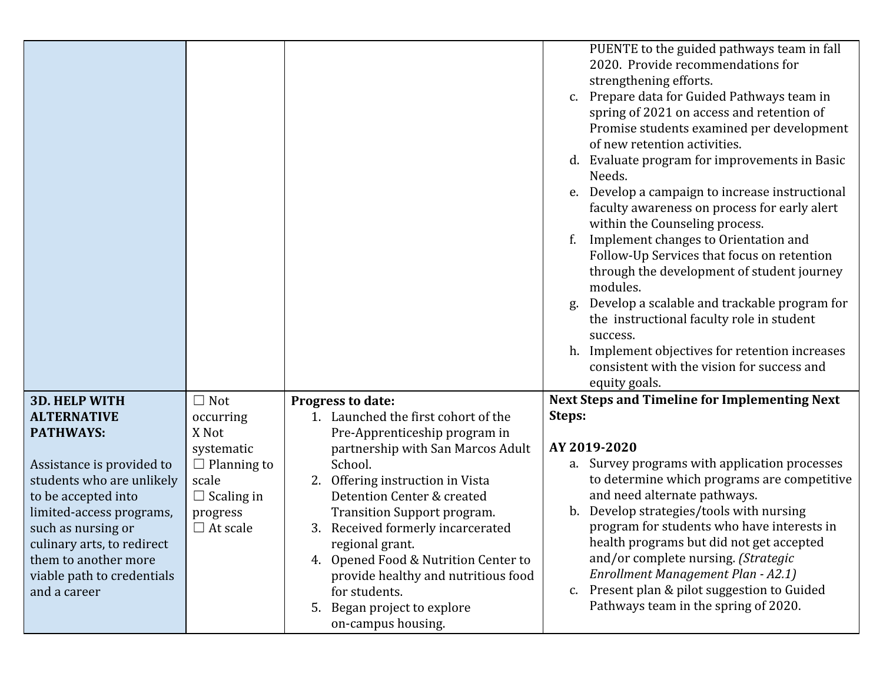| | | | |
|---|---|---|---|
| | | | PUENTE to the guided pathways team in fall 2020. Provide recommendations for strengthening efforts.<br>c. Prepare data for Guided Pathways team in spring of 2021 on access and retention of Promise students examined per development of new retention activities.<br>d. Evaluate program for improvements in Basic Needs.<br>e. Develop a campaign to increase instructional faculty awareness on process for early alert within the Counseling process.<br>f. Implement changes to Orientation and Follow-Up Services that focus on retention through the development of student journey modules.<br>g. Develop a scalable and trackable program for the instructional faculty role in student success.<br>h. Implement objectives for retention increases consistent with the vision for success and equity goals. |
| **3D. HELP WITH ALTERNATIVE PATHWAYS:**<br><br>Assistance is provided to students who are unlikely to be accepted into limited-access programs, such as nursing or culinary arts, to redirect them to another more viable path to credentials and a career | ☐ Not occurring<br>X Not systematic<br>☐ Planning to scale<br>☐ Scaling in progress<br>☐ At scale | **Progress to date:**<br>1. Launched the first cohort of the Pre-Apprenticeship program in partnership with San Marcos Adult School.<br>2. Offering instruction in Vista Detention Center & created Transition Support program.<br>3. Received formerly incarcerated regional grant.<br>4. Opened Food & Nutrition Center to provide healthy and nutritious food for students.<br>5. Began project to explore on-campus housing. | **Next Steps and Timeline for Implementing Next Steps:**<br><br>**AY 2019-2020**<br>a. Survey programs with application processes to determine which programs are competitive and need alternate pathways.<br>b. Develop strategies/tools with nursing program for students who have interests in health programs but did not get accepted and/or complete nursing. *(Strategic Enrollment Management Plan - A2.1)*<br>c. Present plan & pilot suggestion to Guided Pathways team in the spring of 2020. |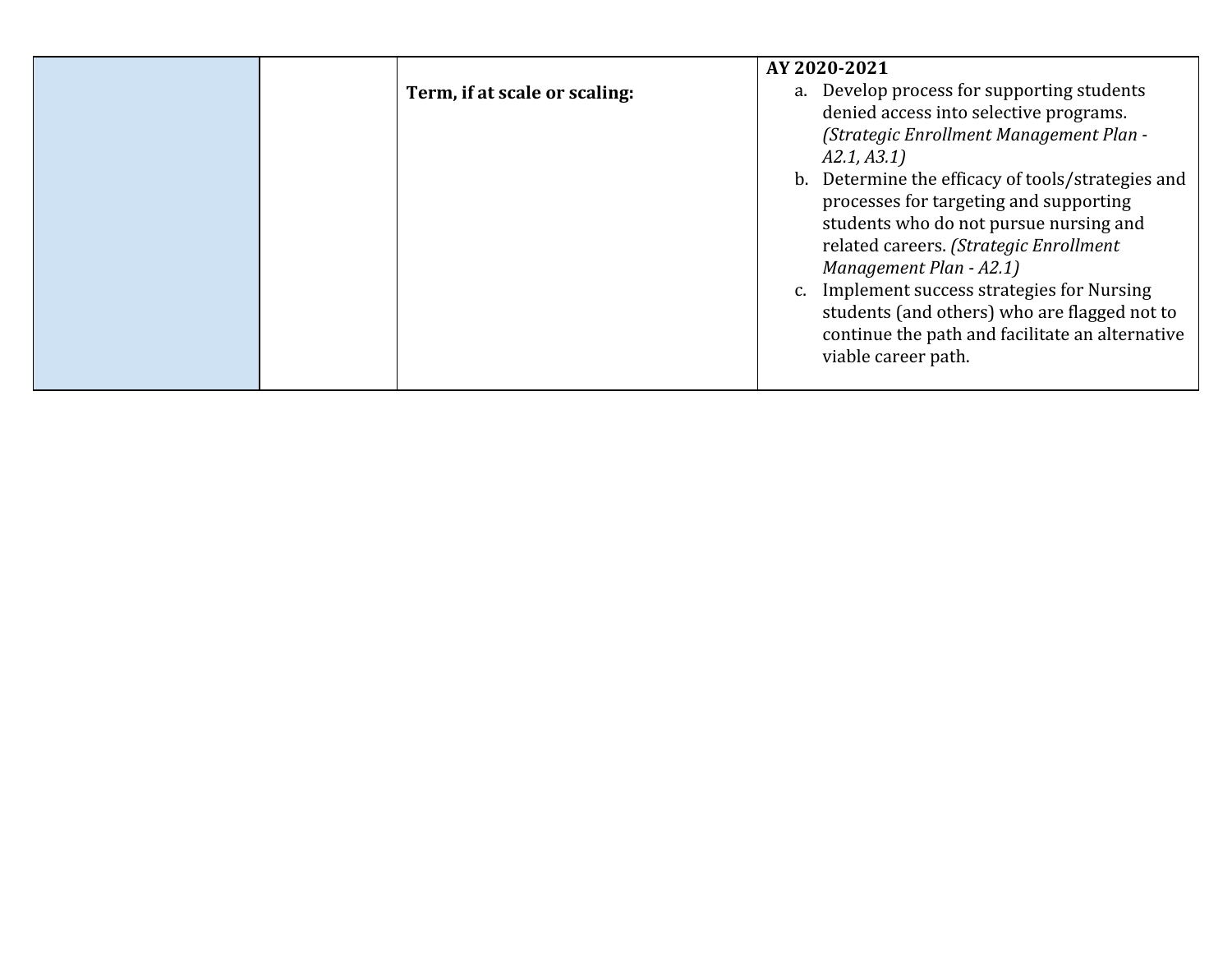| | | | |
|---|---|---|---|
| | | **Term, if at scale or scaling:** | **AY 2020-2021**<br>a. Develop process for supporting students denied access into selective programs. *(Strategic Enrollment Management Plan - A2.1, A3.1)*<br>b. Determine the efficacy of tools/strategies and processes for targeting and supporting students who do not pursue nursing and related careers. *(Strategic Enrollment Management Plan - A2.1)*<br>c. Implement success strategies for Nursing students (and others) who are flagged not to continue the path and facilitate an alternative viable career path. |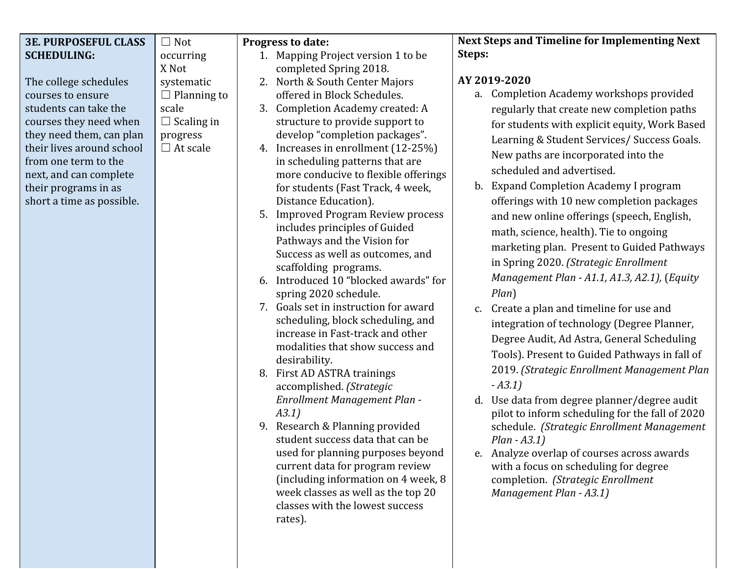| 3E. PURPOSEFUL CLASS SCHEDULING: | | Progress to date: | Next Steps and Timeline for Implementing Next Steps: |
|---|---|---|---|
| **3E. PURPOSEFUL CLASS SCHEDULING:**<br><br>The college schedules courses to ensure students can take the courses they need when they need them, can plan their lives around school from one term to the next, and can complete their programs in as short a time as possible. | ☐ Not occurring<br>X Not systematic<br>☐ Planning to scale<br>☐ Scaling in progress<br>☐ At scale | **Progress to date:**<br>1. Mapping Project version 1 to be completed Spring 2018.<br>2. North & South Center Majors offered in Block Schedules.<br>3. Completion Academy created: A structure to provide support to develop "completion packages".<br>4. Increases in enrollment (12-25%) in scheduling patterns that are more conducive to flexible offerings for students (Fast Track, 4 week, Distance Education).<br>5. Improved Program Review process includes principles of Guided Pathways and the Vision for Success as well as outcomes, and scaffolding programs.<br>6. Introduced 10 "blocked awards" for spring 2020 schedule.<br>7. Goals set in instruction for award scheduling, block scheduling, and increase in Fast-track and other modalities that show success and desirability.<br>8. First AD ASTRA trainings accomplished. *(Strategic Enrollment Management Plan - A3.1)*<br>9. Research & Planning provided student success data that can be used for planning purposes beyond current data for program review (including information on 4 week, 8 week classes as well as the top 20 classes with the lowest success rates). | **Next Steps and Timeline for Implementing Next Steps:**<br><br>**AY 2019-2020**<br>a. Completion Academy workshops provided regularly that create new completion paths for students with explicit equity, Work Based Learning & Student Services/ Success Goals. New paths are incorporated into the scheduled and advertised.<br>b. Expand Completion Academy I program offerings with 10 new completion packages and new online offerings (speech, English, math, science, health). Tie to ongoing marketing plan. Present to Guided Pathways in Spring 2020. *(Strategic Enrollment Management Plan - A1.1, A1.3, A2.1)*, (*Equity Plan*)<br>c. Create a plan and timeline for use and integration of technology (Degree Planner, Degree Audit, Ad Astra, General Scheduling Tools). Present to Guided Pathways in fall of 2019. *(Strategic Enrollment Management Plan - A3.1)*<br>d. Use data from degree planner/degree audit pilot to inform scheduling for the fall of 2020 schedule. *(Strategic Enrollment Management Plan - A3.1)*<br>e. Analyze overlap of courses across awards with a focus on scheduling for degree completion. *(Strategic Enrollment Management Plan - A3.1)* |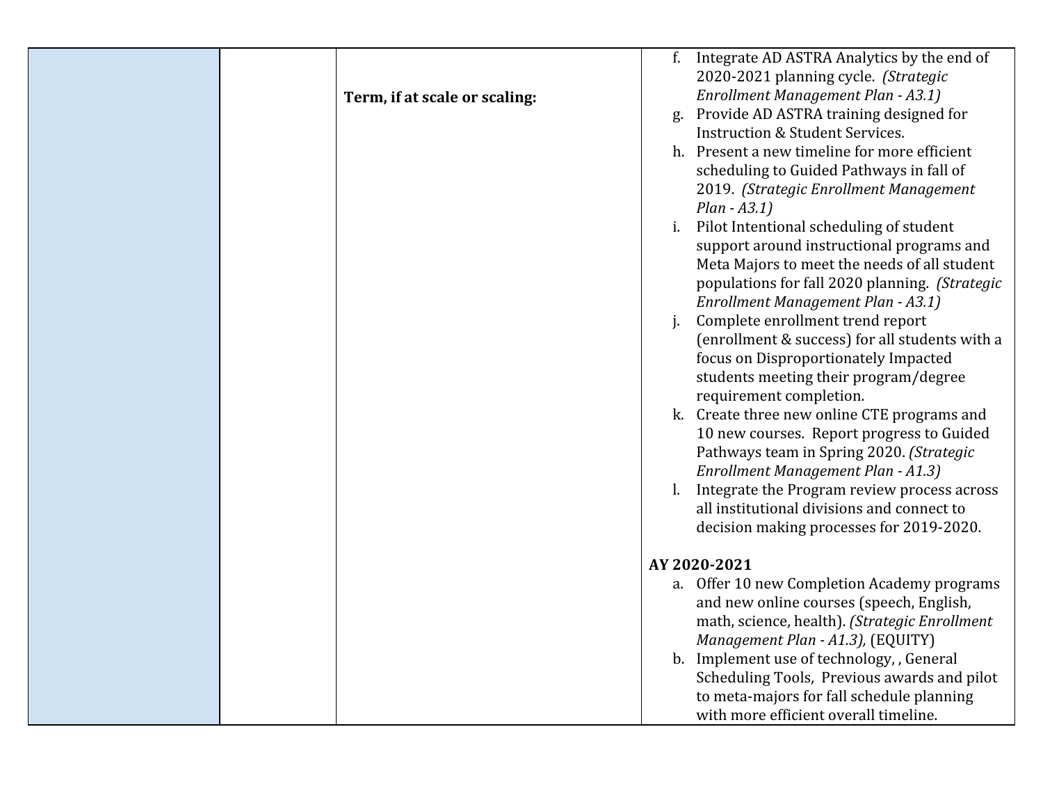| | | | |
|---|---|---|---|
| | | **Term, if at scale or scaling:** | f. Integrate AD ASTRA Analytics by the end of 2020-2021 planning cycle. *(Strategic Enrollment Management Plan - A3.1)*<br>g. Provide AD ASTRA training designed for Instruction & Student Services.<br>h. Present a new timeline for more efficient scheduling to Guided Pathways in fall of 2019. *(Strategic Enrollment Management Plan - A3.1)*<br>i. Pilot Intentional scheduling of student support around instructional programs and Meta Majors to meet the needs of all student populations for fall 2020 planning. *(Strategic Enrollment Management Plan - A3.1)*<br>j. Complete enrollment trend report (enrollment & success) for all students with a focus on Disproportionately Impacted students meeting their program/degree requirement completion.<br>k. Create three new online CTE programs and 10 new courses. Report progress to Guided Pathways team in Spring 2020. *(Strategic Enrollment Management Plan - A1.3)*<br>l. Integrate the Program review process across all institutional divisions and connect to decision making processes for 2019-2020.<br><br>**AY 2020-2021**<br>a. Offer 10 new Completion Academy programs and new online courses (speech, English, math, science, health). *(Strategic Enrollment Management Plan - A1.3),* (EQUITY)<br>b. Implement use of technology, , General Scheduling Tools, Previous awards and pilot to meta-majors for fall schedule planning with more efficient overall timeline. |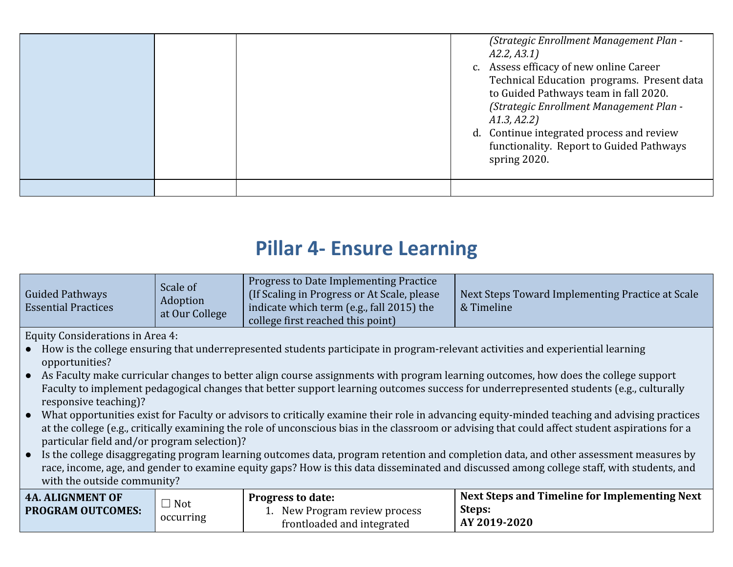| | | | |
|---|---|---|---|
| | | | *(Strategic Enrollment Management Plan - A2.2, A3.1)*<br>c. Assess efficacy of new online Career Technical Education programs. Present data to Guided Pathways team in fall 2020. *(Strategic Enrollment Management Plan - A1.3, A2.2)*<br>d. Continue integrated process and review functionality. Report to Guided Pathways spring 2020. |
| | | | |

# Pillar 4- Ensure Learning

| Guided Pathways Essential Practices | Scale of Adoption at Our College | Progress to Date Implementing Practice (If Scaling in Progress or At Scale, please indicate which term (e.g., fall 2015) the college first reached this point) | Next Steps Toward Implementing Practice at Scale & Timeline |
|---|---|---|---|
| Equity Considerations in Area 4:<br>● How is the college ensuring that underrepresented students participate in program-relevant activities and experiential learning opportunities?<br>● As Faculty make curricular changes to better align course assignments with program learning outcomes, how does the college support Faculty to implement pedagogical changes that better support learning outcomes success for underrepresented students (e.g., culturally responsive teaching)?<br>● What opportunities exist for Faculty or advisors to critically examine their role in advancing equity-minded teaching and advising practices at the college (e.g., critically examining the role of unconscious bias in the classroom or advising that could affect student aspirations for a particular field and/or program selection)?<br>● Is the college disaggregating program learning outcomes data, program retention and completion data, and other assessment measures by race, income, age, and gender to examine equity gaps? How is this data disseminated and discussed among college staff, with students, and with the outside community? | | | |
| **4A. ALIGNMENT OF PROGRAM OUTCOMES:** | ☐ Not occurring | **Progress to date:**<br>1. New Program review process frontloaded and integrated | **Next Steps and Timeline for Implementing Next Steps:**<br>**AY 2019-2020** |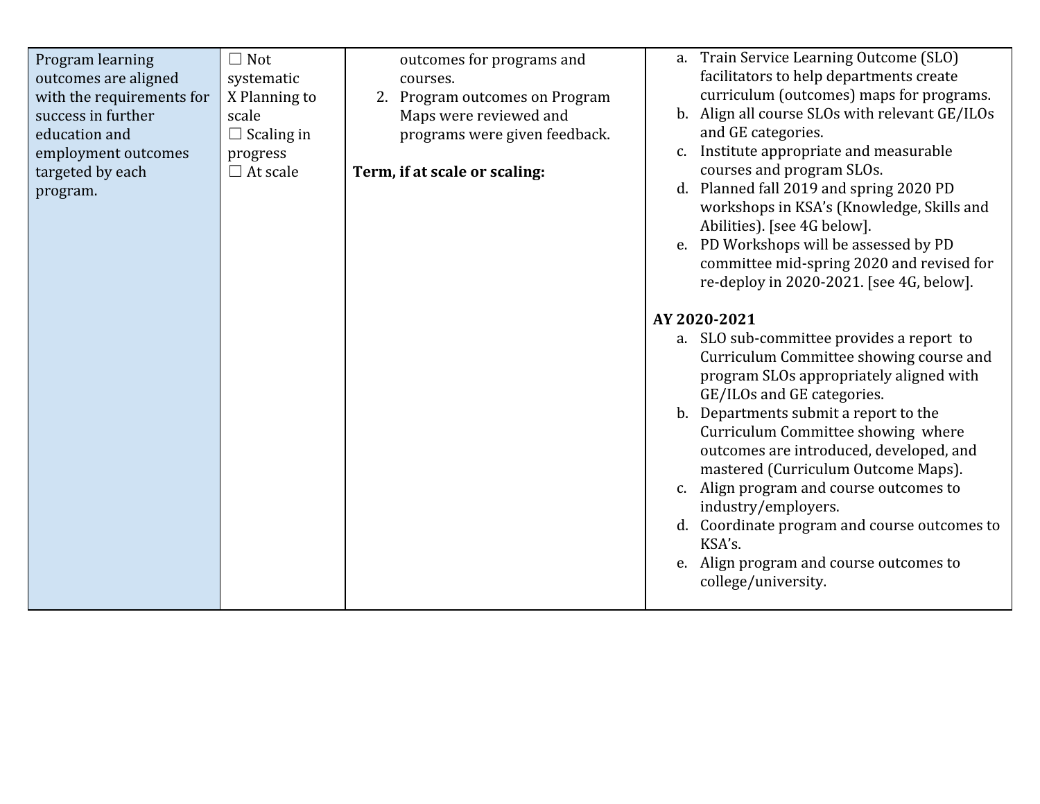| | | | |
|---|---|---|---|
| Program learning outcomes are aligned with the requirements for success in further education and employment outcomes targeted by each program. | ☐ Not systematic<br>X Planning to scale<br>☐ Scaling in progress<br>☐ At scale | outcomes for programs and courses.<br>2. Program outcomes on Program Maps were reviewed and programs were given feedback.<br><br>**Term, if at scale or scaling:** | a. Train Service Learning Outcome (SLO) facilitators to help departments create curriculum (outcomes) maps for programs.<br>b. Align all course SLOs with relevant GE/ILOs and GE categories.<br>c. Institute appropriate and measurable courses and program SLOs.<br>d. Planned fall 2019 and spring 2020 PD workshops in KSA's (Knowledge, Skills and Abilities). [see 4G below].<br>e. PD Workshops will be assessed by PD committee mid-spring 2020 and revised for re-deploy in 2020-2021. [see 4G, below].<br><br>**AY 2020-2021**<br>a. SLO sub-committee provides a report to Curriculum Committee showing course and program SLOs appropriately aligned with GE/ILOs and GE categories.<br>b. Departments submit a report to the Curriculum Committee showing where outcomes are introduced, developed, and mastered (Curriculum Outcome Maps).<br>c. Align program and course outcomes to industry/employers.<br>d. Coordinate program and course outcomes to KSA's.<br>e. Align program and course outcomes to college/university. |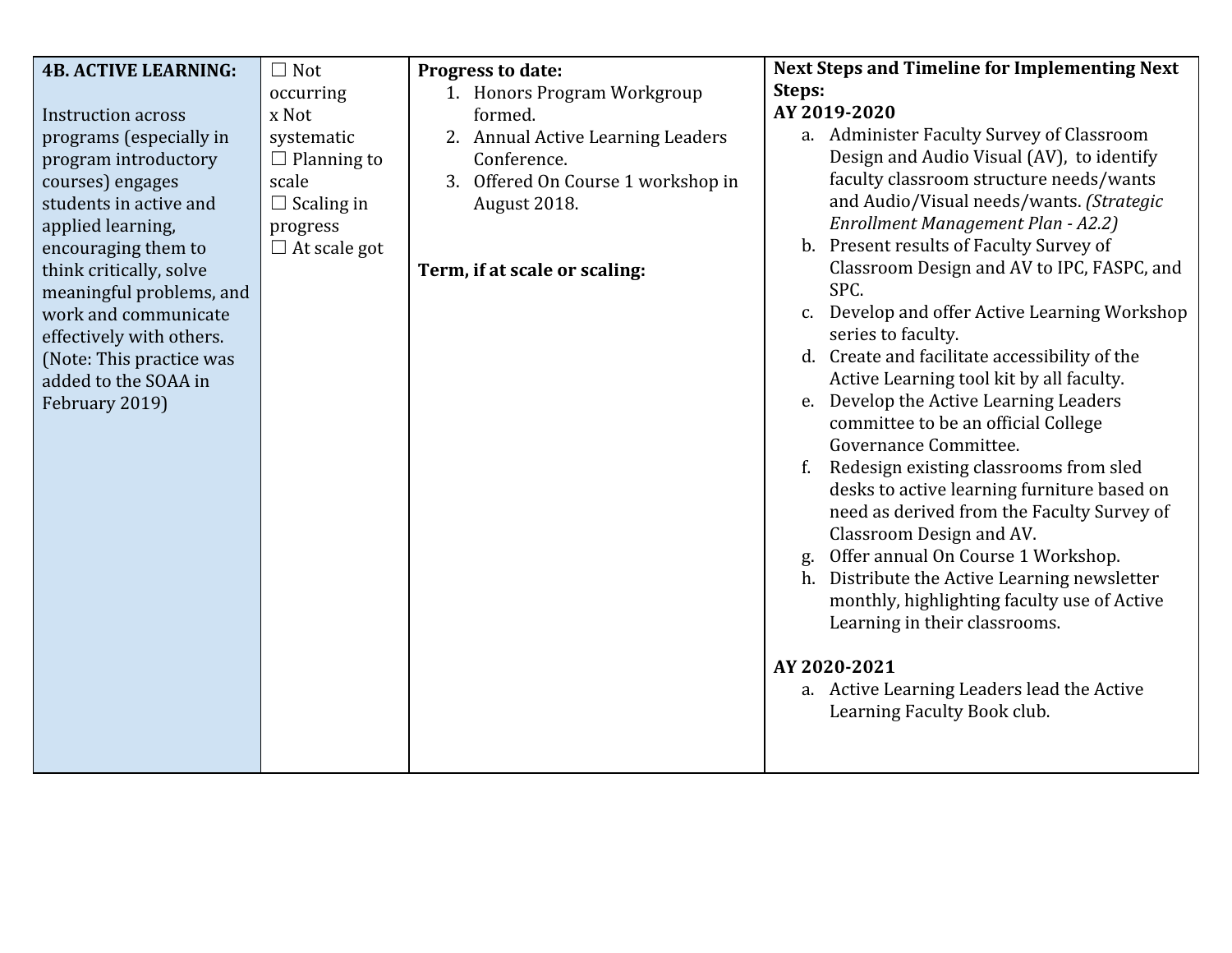| **4B. ACTIVE LEARNING:**<br><br>Instruction across programs (especially in program introductory courses) engages students in active and applied learning, encouraging them to think critically, solve meaningful problems, and work and communicate effectively with others. (Note: This practice was added to the SOAA in February 2019) | ☐ Not occurring<br>x Not systematic<br>☐ Planning to scale<br>☐ Scaling in progress<br>☐ At scale got | **Progress to date:**<br>1. Honors Program Workgroup formed.<br>2. Annual Active Learning Leaders Conference.<br>3. Offered On Course 1 workshop in August 2018.<br><br>**Term, if at scale or scaling:** | **Next Steps and Timeline for Implementing Next Steps:**<br>**AY 2019-2020**<br>a. Administer Faculty Survey of Classroom Design and Audio Visual (AV), to identify faculty classroom structure needs/wants and Audio/Visual needs/wants. *(Strategic Enrollment Management Plan - A2.2)*<br>b. Present results of Faculty Survey of Classroom Design and AV to IPC, FASPC, and SPC.<br>c. Develop and offer Active Learning Workshop series to faculty.<br>d. Create and facilitate accessibility of the Active Learning tool kit by all faculty.<br>e. Develop the Active Learning Leaders committee to be an official College Governance Committee.<br>f. Redesign existing classrooms from sled desks to active learning furniture based on need as derived from the Faculty Survey of Classroom Design and AV.<br>g. Offer annual On Course 1 Workshop.<br>h. Distribute the Active Learning newsletter monthly, highlighting faculty use of Active Learning in their classrooms.<br><br>**AY 2020-2021**<br>a. Active Learning Leaders lead the Active Learning Faculty Book club. |
|---|---|---|---|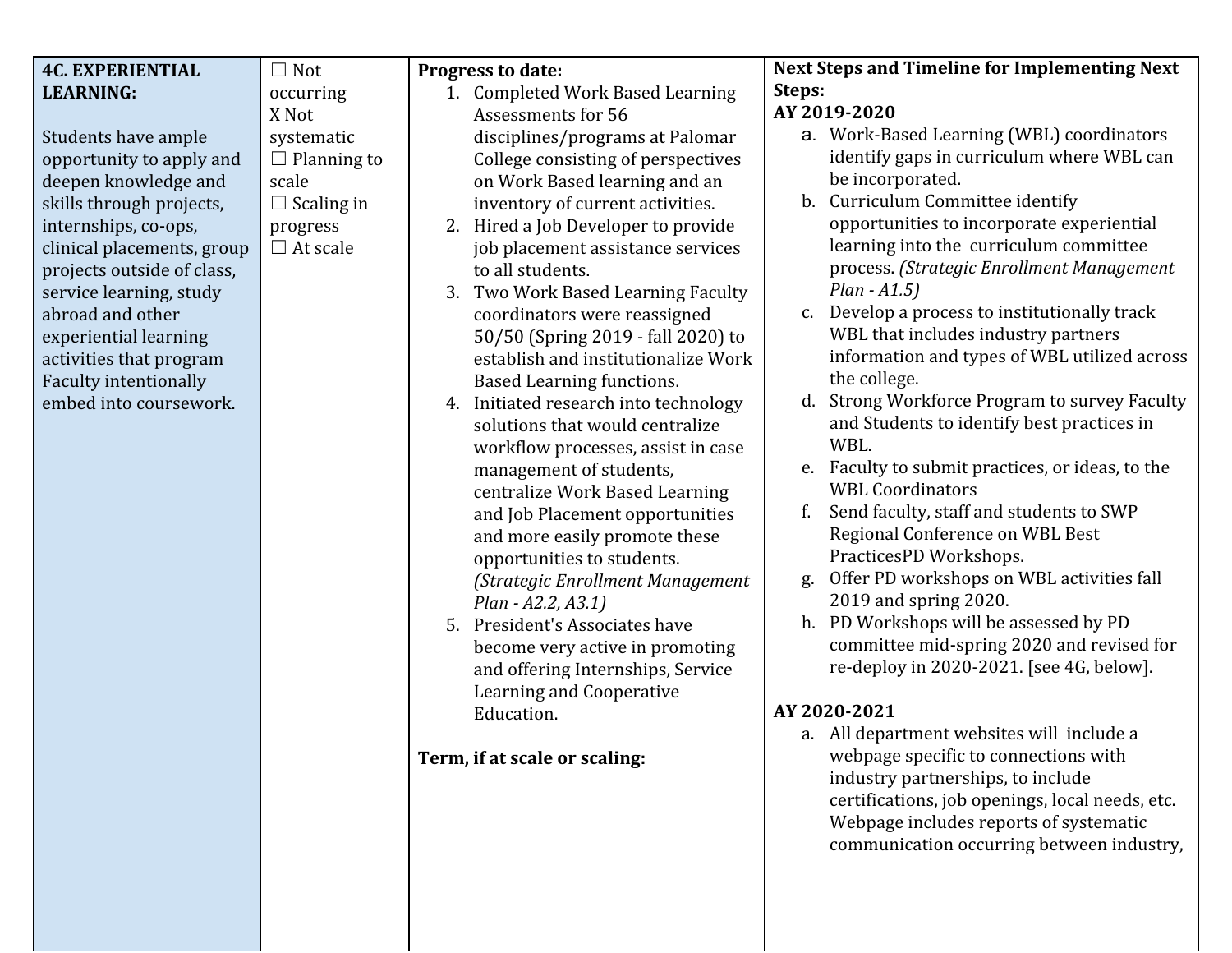| 4C. EXPERIENTIAL LEARNING: Students have ample opportunity to apply and deepen knowledge and skills through projects, internships, co-ops, clinical placements, group projects outside of class, service learning, study abroad and other experiential learning activities that program Faculty intentionally embed into coursework. | ☐ Not occurring<br>X Not systematic<br>☐ Planning to scale<br>☐ Scaling in progress<br>☐ At scale | **Progress to date:**<br>1. Completed Work Based Learning Assessments for 56 disciplines/programs at Palomar College consisting of perspectives on Work Based learning and an inventory of current activities.<br>2. Hired a Job Developer to provide job placement assistance services to all students.<br>3. Two Work Based Learning Faculty coordinators were reassigned 50/50 (Spring 2019 - fall 2020) to establish and institutionalize Work Based Learning functions.<br>4. Initiated research into technology solutions that would centralize workflow processes, assist in case management of students, centralize Work Based Learning and Job Placement opportunities and more easily promote these opportunities to students. *(Strategic Enrollment Management Plan - A2.2, A3.1)*<br>5. President's Associates have become very active in promoting and offering Internships, Service Learning and Cooperative Education.<br><br>**Term, if at scale or scaling:** | **Next Steps and Timeline for Implementing Next Steps:**<br>**AY 2019-2020**<br>a. Work-Based Learning (WBL) coordinators identify gaps in curriculum where WBL can be incorporated.<br>b. Curriculum Committee identify opportunities to incorporate experiential learning into the curriculum committee process. *(Strategic Enrollment Management Plan - A1.5)*<br>c. Develop a process to institutionally track WBL that includes industry partners information and types of WBL utilized across the college.<br>d. Strong Workforce Program to survey Faculty and Students to identify best practices in WBL.<br>e. Faculty to submit practices, or ideas, to the WBL Coordinators<br>f. Send faculty, staff and students to SWP Regional Conference on WBL Best PracticesPD Workshops.<br>g. Offer PD workshops on WBL activities fall 2019 and spring 2020.<br>h. PD Workshops will be assessed by PD committee mid-spring 2020 and revised for re-deploy in 2020-2021. [see 4G, below].<br><br>**AY 2020-2021**<br>a. All department websites will include a webpage specific to connections with industry partnerships, to include certifications, job openings, local needs, etc. Webpage includes reports of systematic communication occurring between industry, |
|---|---|---|---|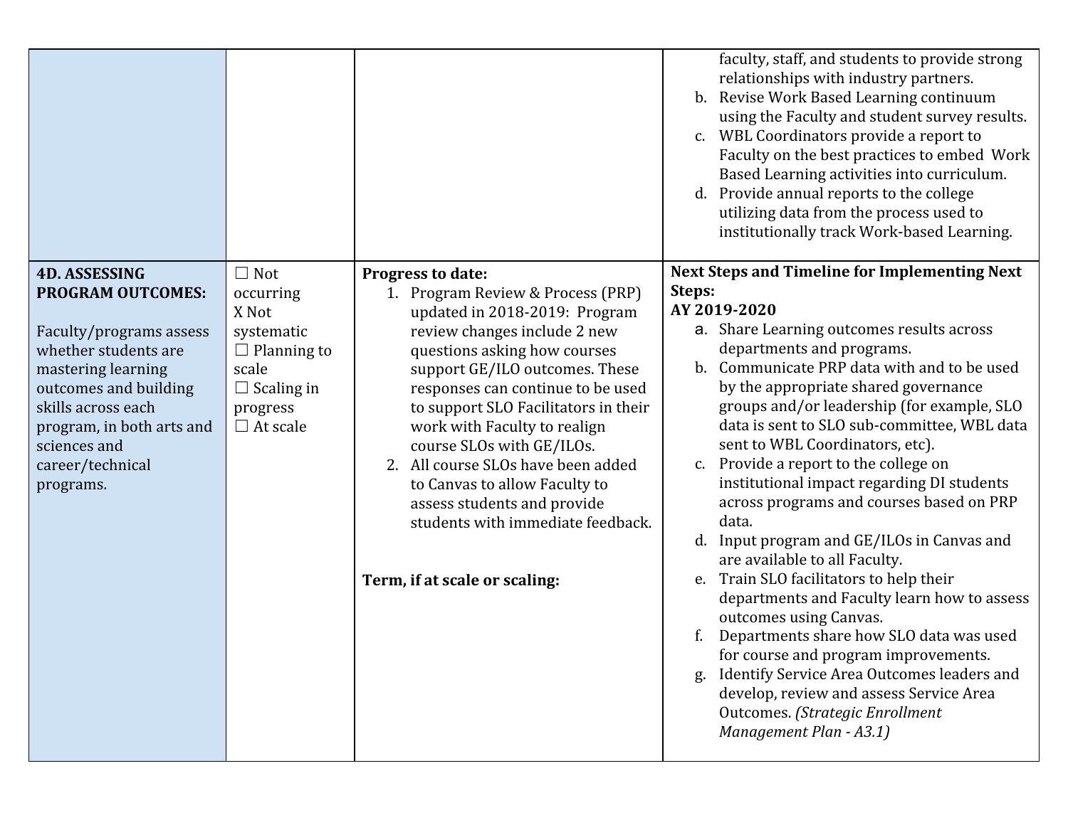| | | | |
|---|---|---|---|
| | | | faculty, staff, and students to provide strong relationships with industry partners.<br>b. Revise Work Based Learning continuum using the Faculty and student survey results.<br>c. WBL Coordinators provide a report to Faculty on the best practices to embed Work Based Learning activities into curriculum.<br>d. Provide annual reports to the college utilizing data from the process used to institutionally track Work-based Learning. |
| **4D. ASSESSING PROGRAM OUTCOMES:**<br><br>Faculty/programs assess whether students are mastering learning outcomes and building skills across each program, in both arts and sciences and career/technical programs. | ☐ Not occurring<br>X Not systematic<br>☐ Planning to scale<br>☐ Scaling in progress<br>☐ At scale | **Progress to date:**<br>1. Program Review & Process (PRP) updated in 2018-2019: Program review changes include 2 new questions asking how courses support GE/ILO outcomes. These responses can continue to be used to support SLO Facilitators in their work with Faculty to realign course SLOs with GE/ILOs.<br>2. All course SLOs have been added to Canvas to allow Faculty to assess students and provide students with immediate feedback.<br><br>**Term, if at scale or scaling:** | **Next Steps and Timeline for Implementing Next Steps:**<br>**AY 2019-2020**<br>a. Share Learning outcomes results across departments and programs.<br>b. Communicate PRP data with and to be used by the appropriate shared governance groups and/or leadership (for example, SLO data is sent to SLO sub-committee, WBL data sent to WBL Coordinators, etc).<br>c. Provide a report to the college on institutional impact regarding DI students across programs and courses based on PRP data.<br>d. Input program and GE/ILOs in Canvas and are available to all Faculty.<br>e. Train SLO facilitators to help their departments and Faculty learn how to assess outcomes using Canvas.<br>f. Departments share how SLO data was used for course and program improvements.<br>g. Identify Service Area Outcomes leaders and develop, review and assess Service Area Outcomes. *(Strategic Enrollment Management Plan - A3.1)* |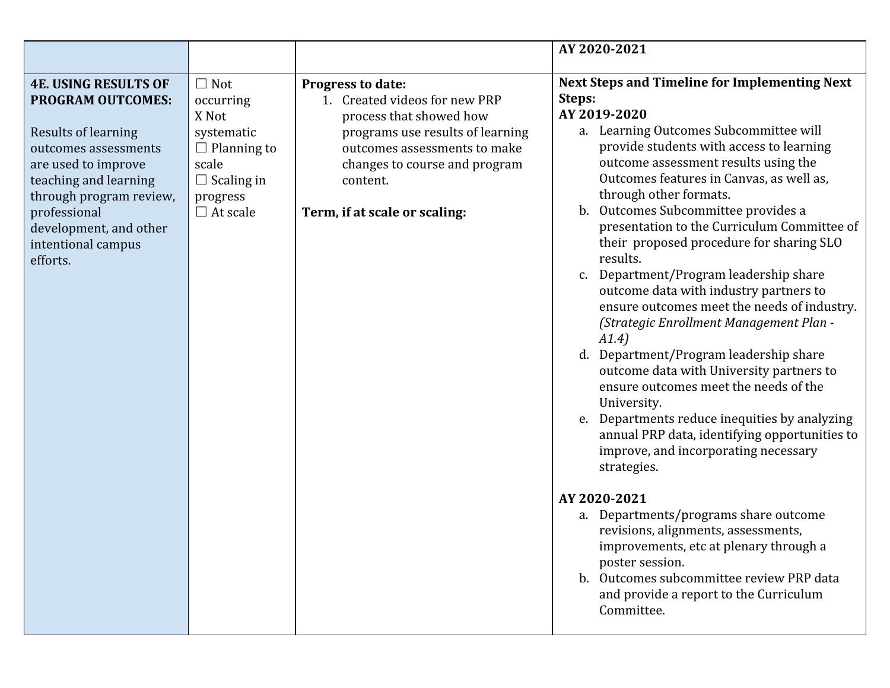| | | | AY 2020-2021 |
|---|---|---|---|
| **4E. USING RESULTS OF PROGRAM OUTCOMES:**<br><br>Results of learning outcomes assessments are used to improve teaching and learning through program review, professional development, and other intentional campus efforts. | ☐ Not occurring<br>X Not systematic<br>☐ Planning to scale<br>☐ Scaling in progress<br>☐ At scale | **Progress to date:**<br>1. Created videos for new PRP process that showed how programs use results of learning outcomes assessments to make changes to course and program content.<br><br>**Term, if at scale or scaling:** | **Next Steps and Timeline for Implementing Next Steps:**<br>**AY 2019-2020**<br>a. Learning Outcomes Subcommittee will provide students with access to learning outcome assessment results using the Outcomes features in Canvas, as well as, through other formats.<br>b. Outcomes Subcommittee provides a presentation to the Curriculum Committee of their proposed procedure for sharing SLO results.<br>c. Department/Program leadership share outcome data with industry partners to ensure outcomes meet the needs of industry. *(Strategic Enrollment Management Plan - A1.4)*<br>d. Department/Program leadership share outcome data with University partners to ensure outcomes meet the needs of the University.<br>e. Departments reduce inequities by analyzing annual PRP data, identifying opportunities to improve, and incorporating necessary strategies.<br><br>**AY 2020-2021**<br>a. Departments/programs share outcome revisions, alignments, assessments, improvements, etc at plenary through a poster session.<br>b. Outcomes subcommittee review PRP data and provide a report to the Curriculum Committee. |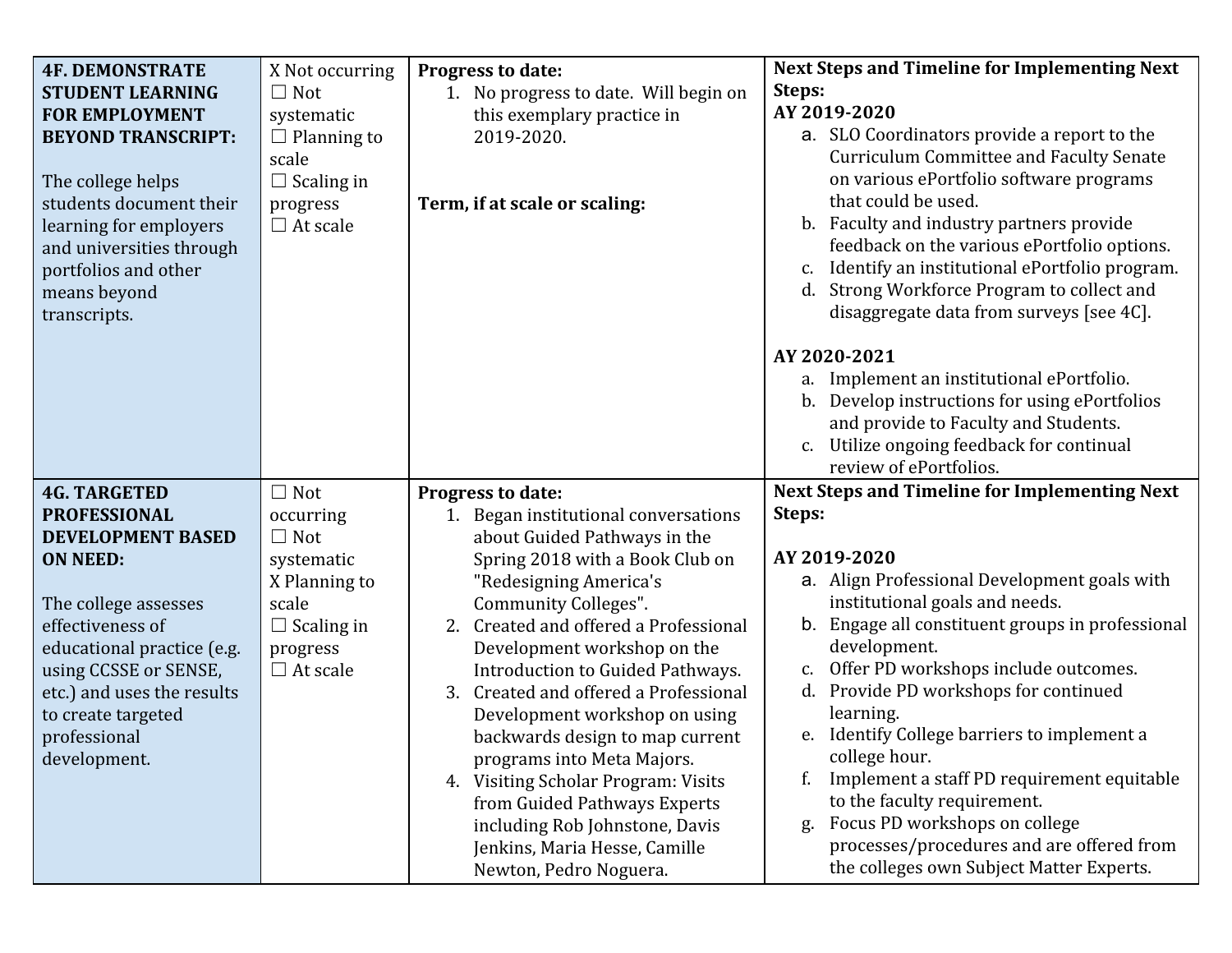| | | | |
|---|---|---|---|
| **4F. DEMONSTRATE STUDENT LEARNING FOR EMPLOYMENT BEYOND TRANSCRIPT:**<br><br>The college helps students document their learning for employers and universities through portfolios and other means beyond transcripts. | X Not occurring<br>☐ Not systematic<br>☐ Planning to scale<br>☐ Scaling in progress<br>☐ At scale | **Progress to date:**<br>1. No progress to date. Will begin on this exemplary practice in 2019-2020.<br><br>**Term, if at scale or scaling:** | **Next Steps and Timeline for Implementing Next Steps:**<br>**AY 2019-2020**<br>a. SLO Coordinators provide a report to the Curriculum Committee and Faculty Senate on various ePortfolio software programs that could be used.<br>b. Faculty and industry partners provide feedback on the various ePortfolio options.<br>c. Identify an institutional ePortfolio program.<br>d. Strong Workforce Program to collect and disaggregate data from surveys [see 4C].<br><br>**AY 2020-2021**<br>a. Implement an institutional ePortfolio.<br>b. Develop instructions for using ePortfolios and provide to Faculty and Students.<br>c. Utilize ongoing feedback for continual review of ePortfolios. |
| **4G. TARGETED PROFESSIONAL DEVELOPMENT BASED ON NEED:**<br><br>The college assesses effectiveness of educational practice (e.g. using CCSSE or SENSE, etc.) and uses the results to create targeted professional development. | ☐ Not occurring<br>☐ Not systematic<br>X Planning to scale<br>☐ Scaling in progress<br>☐ At scale | **Progress to date:**<br>1. Began institutional conversations about Guided Pathways in the Spring 2018 with a Book Club on "Redesigning America's Community Colleges".<br>2. Created and offered a Professional Development workshop on the Introduction to Guided Pathways.<br>3. Created and offered a Professional Development workshop on using backwards design to map current programs into Meta Majors.<br>4. Visiting Scholar Program: Visits from Guided Pathways Experts including Rob Johnstone, Davis Jenkins, Maria Hesse, Camille Newton, Pedro Noguera. | **Next Steps and Timeline for Implementing Next Steps:**<br><br>**AY 2019-2020**<br>a. Align Professional Development goals with institutional goals and needs.<br>b. Engage all constituent groups in professional development.<br>c. Offer PD workshops include outcomes.<br>d. Provide PD workshops for continued learning.<br>e. Identify College barriers to implement a college hour.<br>f. Implement a staff PD requirement equitable to the faculty requirement.<br>g. Focus PD workshops on college processes/procedures and are offered from the colleges own Subject Matter Experts. |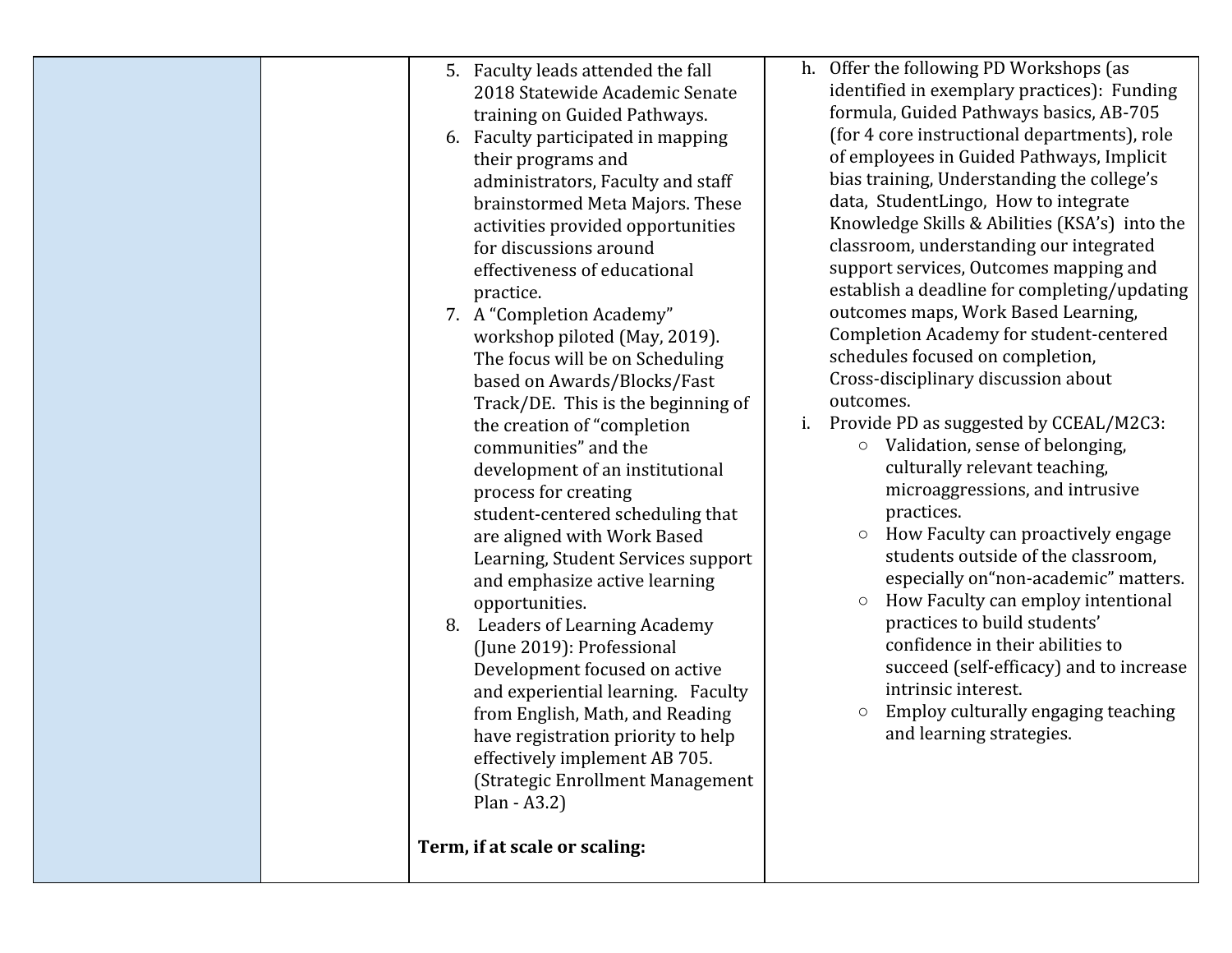| | | | |
|---|---|---|---|
| | | 5. Faculty leads attended the fall 2018 Statewide Academic Senate training on Guided Pathways.<br>6. Faculty participated in mapping their programs and administrators, Faculty and staff brainstormed Meta Majors. These activities provided opportunities for discussions around effectiveness of educational practice.<br>7. A "Completion Academy" workshop piloted (May, 2019). The focus will be on Scheduling based on Awards/Blocks/Fast Track/DE. This is the beginning of the creation of "completion communities" and the development of an institutional process for creating student-centered scheduling that are aligned with Work Based Learning, Student Services support and emphasize active learning opportunities.<br>8. Leaders of Learning Academy (June 2019): Professional Development focused on active and experiential learning. Faculty from English, Math, and Reading have registration priority to help effectively implement AB 705. (Strategic Enrollment Management Plan - A3.2)<br><br>**Term, if at scale or scaling:** | h. Offer the following PD Workshops (as identified in exemplary practices): Funding formula, Guided Pathways basics, AB-705 (for 4 core instructional departments), role of employees in Guided Pathways, Implicit bias training, Understanding the college's data, StudentLingo, How to integrate Knowledge Skills & Abilities (KSA's) into the classroom, understanding our integrated support services, Outcomes mapping and establish a deadline for completing/updating outcomes maps, Work Based Learning, Completion Academy for student-centered schedules focused on completion, Cross-disciplinary discussion about outcomes.<br>i. Provide PD as suggested by CCEAL/M2C3:<br>○ Validation, sense of belonging, culturally relevant teaching, microaggressions, and intrusive practices.<br>○ How Faculty can proactively engage students outside of the classroom, especially on"non-academic" matters.<br>○ How Faculty can employ intentional practices to build students' confidence in their abilities to succeed (self-efficacy) and to increase intrinsic interest.<br>○ Employ culturally engaging teaching and learning strategies. |